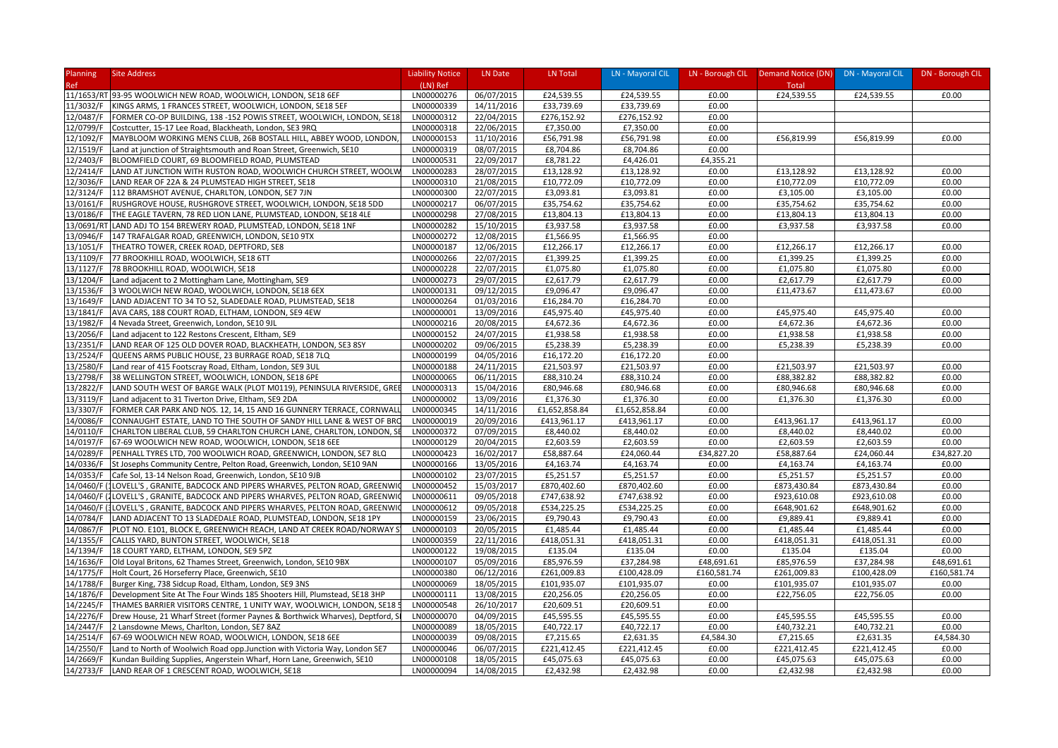| Planning Ref | Site Address | Liability Notice (LN) Ref | LN Date | LN Total | LN - Mayoral CIL | LN - Borough CIL | Demand Notice (DN) Total | DN - Mayoral CIL | DN - Borough CIL |
|---|---|---|---|---|---|---|---|---|---|
| 11/1653/RT | 93-95 WOOLWICH NEW ROAD, WOOLWICH, LONDON, SE18 6EF | LN00000276 | 06/07/2015 | £24,539.55 | £24,539.55 | £0.00 | £24,539.55 | £24,539.55 | £0.00 |
| 11/3032/F | KINGS ARMS, 1 FRANCES STREET, WOOLWICH, LONDON, SE18 5EF | LN00000339 | 14/11/2016 | £33,739.69 | £33,739.69 | £0.00 | | | |
| 12/0487/F | FORMER CO-OP BUILDING, 138 -152 POWIS STREET, WOOLWICH, LONDON, SE18 | LN00000312 | 22/04/2015 | £276,152.92 | £276,152.92 | £0.00 | | | |
| 12/0799/F | Costcutter, 15-17 Lee Road, Blackheath, London, SE3 9RQ | LN00000318 | 22/06/2015 | £7,350.00 | £7,350.00 | £0.00 | | | |
| 12/1092/F | MAYBLOOM WORKING MENS CLUB, 26B BOSTALL HILL, ABBEY WOOD, LONDON, | LN00000153 | 11/10/2016 | £56,791.98 | £56,791.98 | £0.00 | £56,819.99 | £56,819.99 | £0.00 |
| 12/1519/F | Land at junction of Straightsmouth and Roan Street, Greenwich, SE10 | LN00000319 | 08/07/2015 | £8,704.86 | £8,704.86 | £0.00 | | | |
| 12/2403/F | BLOOMFIELD COURT, 69 BLOOMFIELD ROAD, PLUMSTEAD | LN00000531 | 22/09/2017 | £8,781.22 | £4,426.01 | £4,355.21 | | | |
| 12/2414/F | LAND AT JUNCTION WITH RUSTON ROAD, WOOLWICH CHURCH STREET, WOOLW | LN00000283 | 28/07/2015 | £13,128.92 | £13,128.92 | £0.00 | £13,128.92 | £13,128.92 | £0.00 |
| 12/3036/F | LAND REAR OF 22A & 24 PLUMSTEAD HIGH STREET, SE18 | LN00000310 | 21/08/2015 | £10,772.09 | £10,772.09 | £0.00 | £10,772.09 | £10,772.09 | £0.00 |
| 12/3124/F | 112 BRAMSHOT AVENUE, CHARLTON, LONDON, SE7 7JN | LN00000300 | 22/07/2015 | £3,093.81 | £3,093.81 | £0.00 | £3,105.00 | £3,105.00 | £0.00 |
| 13/0161/F | RUSHGROVE HOUSE, RUSHGROVE STREET, WOOLWICH, LONDON, SE18 5DD | LN00000217 | 06/07/2015 | £35,754.62 | £35,754.62 | £0.00 | £35,754.62 | £35,754.62 | £0.00 |
| 13/0186/F | THE EAGLE TAVERN, 78 RED LION LANE, PLUMSTEAD, LONDON, SE18 4LE | LN00000298 | 27/08/2015 | £13,804.13 | £13,804.13 | £0.00 | £13,804.13 | £13,804.13 | £0.00 |
| 13/0691/RT | LAND ADJ TO 154 BREWERY ROAD, PLUMSTEAD, LONDON, SE18 1NF | LN00000282 | 15/10/2015 | £3,937.58 | £3,937.58 | £0.00 | £3,937.58 | £3,937.58 | £0.00 |
| 13/0946/F | 147 TRAFALGAR ROAD, GREENWICH, LONDON, SE10 9TX | LN00000272 | 12/08/2015 | £1,566.95 | £1,566.95 | £0.00 | | | |
| 13/1051/F | THEATRO TOWER, CREEK ROAD, DEPTFORD, SE8 | LN00000187 | 12/06/2015 | £12,266.17 | £12,266.17 | £0.00 | £12,266.17 | £12,266.17 | £0.00 |
| 13/1109/F | 77 BROOKHILL ROAD, WOOLWICH, SE18 6TT | LN00000266 | 22/07/2015 | £1,399.25 | £1,399.25 | £0.00 | £1,399.25 | £1,399.25 | £0.00 |
| 13/1127/F | 78 BROOKHILL ROAD, WOOLWICH, SE18 | LN00000228 | 22/07/2015 | £1,075.80 | £1,075.80 | £0.00 | £1,075.80 | £1,075.80 | £0.00 |
| 13/1204/F | Land adjacent to 2 Mottingham Lane, Mottingham, SE9 | LN00000273 | 29/07/2015 | £2,617.79 | £2,617.79 | £0.00 | £2,617.79 | £2,617.79 | £0.00 |
| 13/1536/F | 3 WOOLWICH NEW ROAD, WOOLWICH, LONDON, SE18 6EX | LN00000131 | 09/12/2015 | £9,096.47 | £9,096.47 | £0.00 | £11,473.67 | £11,473.67 | £0.00 |
| 13/1649/F | LAND ADJACENT TO 34 TO 52, SLADEDALE ROAD, PLUMSTEAD, SE18 | LN00000264 | 01/03/2016 | £16,284.70 | £16,284.70 | £0.00 | | | |
| 13/1841/F | AVA CARS, 188 COURT ROAD, ELTHAM, LONDON, SE9 4EW | LN00000001 | 13/09/2016 | £45,975.40 | £45,975.40 | £0.00 | £45,975.40 | £45,975.40 | £0.00 |
| 13/1982/F | 4 Nevada Street, Greenwich, London, SE10 9JL | LN00000216 | 20/08/2015 | £4,672.36 | £4,672.36 | £0.00 | £4,672.36 | £4,672.36 | £0.00 |
| 13/2056/F | Land adjacent to 122 Restons Crescent, Eltham, SE9 | LN00000152 | 24/07/2015 | £1,938.58 | £1,938.58 | £0.00 | £1,938.58 | £1,938.58 | £0.00 |
| 13/2351/F | LAND REAR OF 125 OLD DOVER ROAD, BLACKHEATH, LONDON, SE3 8SY | LN00000202 | 09/06/2015 | £5,238.39 | £5,238.39 | £0.00 | £5,238.39 | £5,238.39 | £0.00 |
| 13/2524/F | QUEENS ARMS PUBLIC HOUSE, 23 BURRAGE ROAD, SE18 7LQ | LN00000199 | 04/05/2016 | £16,172.20 | £16,172.20 | £0.00 | | | |
| 13/2580/F | Land rear of 415 Footscray Road, Eltham, London, SE9 3UL | LN00000188 | 24/11/2015 | £21,503.97 | £21,503.97 | £0.00 | £21,503.97 | £21,503.97 | £0.00 |
| 13/2798/F | 38 WELLINGTON STREET, WOOLWICH, LONDON, SE18 6PE | LN00000065 | 06/11/2015 | £88,310.24 | £88,310.24 | £0.00 | £88,382.82 | £88,382.82 | £0.00 |
| 13/2822/F | LAND SOUTH WEST OF BARGE WALK (PLOT M0119), PENINSULA RIVERSIDE, GREE | LN00000313 | 15/04/2016 | £80,946.68 | £80,946.68 | £0.00 | £80,946.68 | £80,946.68 | £0.00 |
| 13/3119/F | Land adjacent to 31 Tiverton Drive, Eltham, SE9 2DA | LN00000002 | 13/09/2016 | £1,376.30 | £1,376.30 | £0.00 | £1,376.30 | £1,376.30 | £0.00 |
| 13/3307/F | FORMER CAR PARK AND NOS. 12, 14, 15 AND 16 GUNNERY TERRACE, CORNWALL | LN00000345 | 14/11/2016 | £1,652,858.84 | £1,652,858.84 | £0.00 | | | |
| 14/0086/F | CONNAUGHT ESTATE, LAND TO THE SOUTH OF SANDY HILL LANE & WEST OF BRO | LN00000019 | 20/09/2016 | £413,961.17 | £413,961.17 | £0.00 | £413,961.17 | £413,961.17 | £0.00 |
| 14/0110/F | CHARLTON LIBERAL CLUB, 59 CHARLTON CHURCH LANE, CHARLTON, LONDON, SE | LN00000372 | 07/09/2015 | £8,440.02 | £8,440.02 | £0.00 | £8,440.02 | £8,440.02 | £0.00 |
| 14/0197/F | 67-69 WOOLWICH NEW ROAD, WOOLWICH, LONDON, SE18 6EE | LN00000129 | 20/04/2015 | £2,603.59 | £2,603.59 | £0.00 | £2,603.59 | £2,603.59 | £0.00 |
| 14/0289/F | PENHALL TYRES LTD, 700 WOOLWICH ROAD, GREENWICH, LONDON, SE7 8LQ | LN00000423 | 16/02/2017 | £58,887.64 | £24,060.44 | £34,827.20 | £58,887.64 | £24,060.44 | £34,827.20 |
| 14/0336/F | St Josephs Community Centre, Pelton Road, Greenwich, London, SE10 9AN | LN00000166 | 13/05/2016 | £4,163.74 | £4,163.74 | £0.00 | £4,163.74 | £4,163.74 | £0.00 |
| 14/0353/F | Cafe Sol, 13-14 Nelson Road, Greenwich, London, SE10 9JB | LN00000102 | 23/07/2015 | £5,251.57 | £5,251.57 | £0.00 | £5,251.57 | £5,251.57 | £0.00 |
| 14/0460/F (1 | LOVELL'S , GRANITE, BADCOCK AND PIPERS WHARVES, PELTON ROAD, GREENWIC | LN00000452 | 15/03/2017 | £870,402.60 | £870,402.60 | £0.00 | £873,430.84 | £873,430.84 | £0.00 |
| 14/0460/F (2 | LOVELL'S , GRANITE, BADCOCK AND PIPERS WHARVES, PELTON ROAD, GREENWIC | LN00000611 | 09/05/2018 | £747,638.92 | £747,638.92 | £0.00 | £923,610.08 | £923,610.08 | £0.00 |
| 14/0460/F (3 | LOVELL'S , GRANITE, BADCOCK AND PIPERS WHARVES, PELTON ROAD, GREENWIC | LN00000612 | 09/05/2018 | £534,225.25 | £534,225.25 | £0.00 | £648,901.62 | £648,901.62 | £0.00 |
| 14/0784/F | LAND ADJACENT TO 13 SLADEDALE ROAD, PLUMSTEAD, LONDON, SE18 1PY | LN00000159 | 23/06/2015 | £9,790.43 | £9,790.43 | £0.00 | £9,889.41 | £9,889.41 | £0.00 |
| 14/0867/F | PLOT NO. E101, BLOCK E, GREENWICH REACH, LAND AT CREEK ROAD/NORWAY S | LN00000103 | 20/05/2015 | £1,485.44 | £1,485.44 | £0.00 | £1,485.44 | £1,485.44 | £0.00 |
| 14/1355/F | CALLIS YARD, BUNTON STREET, WOOLWICH, SE18 | LN00000359 | 22/11/2016 | £418,051.31 | £418,051.31 | £0.00 | £418,051.31 | £418,051.31 | £0.00 |
| 14/1394/F | 18 COURT YARD, ELTHAM, LONDON, SE9 5PZ | LN00000122 | 19/08/2015 | £135.04 | £135.04 | £0.00 | £135.04 | £135.04 | £0.00 |
| 14/1636/F | Old Loyal Britons, 62 Thames Street, Greenwich, London, SE10 9BX | LN00000107 | 05/09/2016 | £85,976.59 | £37,284.98 | £48,691.61 | £85,976.59 | £37,284.98 | £48,691.61 |
| 14/1775/F | Holt Court, 26 Horseferry Place, Greenwich, SE10 | LN00000380 | 06/12/2016 | £261,009.83 | £100,428.09 | £160,581.74 | £261,009.83 | £100,428.09 | £160,581.74 |
| 14/1788/F | Burger King, 738 Sidcup Road, Eltham, London, SE9 3NS | LN00000069 | 18/05/2015 | £101,935.07 | £101,935.07 | £0.00 | £101,935.07 | £101,935.07 | £0.00 |
| 14/1876/F | Development Site At The Four Winds 185 Shooters Hill, Plumstead, SE18 3HP | LN00000111 | 13/08/2015 | £20,256.05 | £20,256.05 | £0.00 | £22,756.05 | £22,756.05 | £0.00 |
| 14/2245/F | THAMES BARRIER VISITORS CENTRE, 1 UNITY WAY, WOOLWICH, LONDON, SE18 5 | LN00000548 | 26/10/2017 | £20,609.51 | £20,609.51 | £0.00 | | | |
| 14/2276/F | Drew House, 21 Wharf Street (former Paynes & Borthwick Wharves), Deptford, S | LN00000070 | 04/09/2015 | £45,595.55 | £45,595.55 | £0.00 | £45,595.55 | £45,595.55 | £0.00 |
| 14/2447/F | 2 Lansdowne Mews, Charlton, London, SE7 8AZ | LN00000089 | 18/05/2015 | £40,722.17 | £40,722.17 | £0.00 | £40,732.21 | £40,732.21 | £0.00 |
| 14/2514/F | 67-69 WOOLWICH NEW ROAD, WOOLWICH, LONDON, SE18 6EE | LN00000039 | 09/08/2015 | £7,215.65 | £2,631.35 | £4,584.30 | £7,215.65 | £2,631.35 | £4,584.30 |
| 14/2550/F | Land to North of Woolwich Road opp.Junction with Victoria Way, London SE7 | LN00000046 | 06/07/2015 | £221,412.45 | £221,412.45 | £0.00 | £221,412.45 | £221,412.45 | £0.00 |
| 14/2669/F | Kundan Building Supplies, Angerstein Wharf, Horn Lane, Greenwich, SE10 | LN00000108 | 18/05/2015 | £45,075.63 | £45,075.63 | £0.00 | £45,075.63 | £45,075.63 | £0.00 |
| 14/2733/F | LAND REAR OF 1 CRESCENT ROAD, WOOLWICH, SE18 | LN00000094 | 14/08/2015 | £2,432.98 | £2,432.98 | £0.00 | £2,432.98 | £2,432.98 | £0.00 |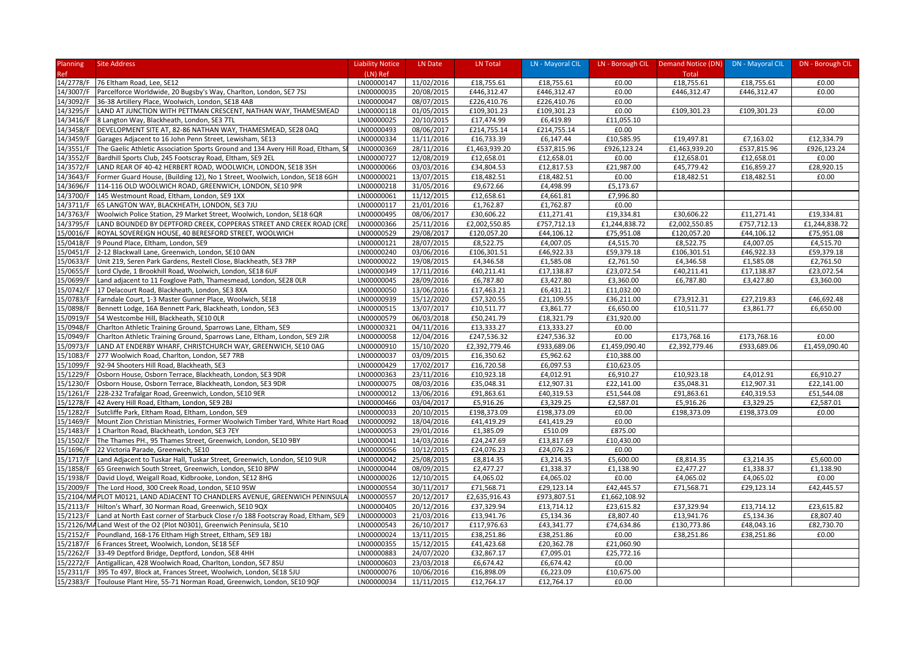| Planning Ref | Site Address | Liability Notice (LN) Ref | LN Date | LN Total | LN - Mayoral CIL | LN - Borough CIL | Demand Notice (DN) Total | DN - Mayoral CIL | DN - Borough CIL |
|---|---|---|---|---|---|---|---|---|---|
| 14/2778/F | 76 Eltham Road, Lee, SE12 | LN00000147 | 11/02/2016 | £18,755.61 | £18,755.61 | £0.00 | £18,755.61 | £18,755.61 | £0.00 |
| 14/3007/F | Parcelforce Worldwide, 20 Bugsby's Way, Charlton, London, SE7 7SJ | LN00000035 | 20/08/2015 | £446,312.47 | £446,312.47 | £0.00 | £446,312.47 | £446,312.47 | £0.00 |
| 14/3092/F | 36-38 Artillery Place, Woolwich, London, SE18 4AB | LN00000047 | 08/07/2015 | £226,410.76 | £226,410.76 | £0.00 | | | |
| 14/3295/F | LAND AT JUNCTION WITH PETTMAN CRESCENT, NATHAN WAY, THAMESMEAD | LN00000118 | 01/05/2015 | £109,301.23 | £109,301.23 | £0.00 | £109,301.23 | £109,301.23 | £0.00 |
| 14/3416/F | 8 Langton Way, Blackheath, London, SE3 7TL | LN00000025 | 20/10/2015 | £17,474.99 | £6,419.89 | £11,055.10 | | | |
| 14/3458/F | DEVELOPMENT SITE AT, 82-86 NATHAN WAY, THAMESMEAD, SE28 0AQ | LN00000493 | 08/06/2017 | £214,755.14 | £214,755.14 | £0.00 | | | |
| 14/3459/F | Garages Adjacent to 16 John Penn Street, Lewisham, SE13 | LN00000334 | 11/11/2016 | £16,733.39 | £6,147.44 | £10,585.95 | £19,497.81 | £7,163.02 | £12,334.79 |
| 14/3551/F | The Gaelic Athletic Association Sports Ground and 134 Avery Hill Road, Eltham, SE | LN00000369 | 28/11/2016 | £1,463,939.20 | £537,815.96 | £926,123.24 | £1,463,939.20 | £537,815.96 | £926,123.24 |
| 14/3552/F | Bardhill Sports Club, 245 Footscray Road, Eltham, SE9 2EL | LN00000727 | 12/08/2019 | £12,658.01 | £12,658.01 | £0.00 | £12,658.01 | £12,658.01 | £0.00 |
| 14/3572/F | LAND REAR OF 40-42 HERBERT ROAD, WOOLWICH, LONDON, SE18 3SH | LN00000066 | 03/03/2016 | £34,804.53 | £12,817.53 | £21,987.00 | £45,779.42 | £16,859.27 | £28,920.15 |
| 14/3643/F | Former Guard House, (Building 12), No 1 Street, Woolwich, London, SE18 6GH | LN00000021 | 13/07/2015 | £18,482.51 | £18,482.51 | £0.00 | £18,482.51 | £18,482.51 | £0.00 |
| 14/3696/F | 114-116 OLD WOOLWICH ROAD, GREENWICH, LONDON, SE10 9PR | LN00000218 | 31/05/2016 | £9,672.66 | £4,498.99 | £5,173.67 | | | |
| 14/3700/F | 145 Westmount Road, Eltham, London, SE9 1XX | LN00000061 | 11/12/2015 | £12,658.61 | £4,661.81 | £7,996.80 | | | |
| 14/3711/F | 65 LANGTON WAY, BLACKHEATH, LONDON, SE3 7JU | LN00000117 | 21/01/2016 | £1,762.87 | £1,762.87 | £0.00 | | | |
| 14/3763/F | Woolwich Police Station, 29 Market Street, Woolwich, London, SE18 6QR | LN00000495 | 08/06/2017 | £30,606.22 | £11,271.41 | £19,334.81 | £30,606.22 | £11,271.41 | £19,334.81 |
| 14/3795/F | LAND BOUNDED BY DEPTFORD CREEK, COPPERAS STREET AND CREEK ROAD (CRE | LN00000366 | 25/11/2016 | £2,002,550.85 | £757,712.13 | £1,244,838.72 | £2,002,550.85 | £757,712.13 | £1,244,838.72 |
| 15/0016/F | ROYAL SOVEREIGN HOUSE, 40 BERESFORD STREET, WOOLWICH | LN00000529 | 29/08/2017 | £120,057.20 | £44,106.12 | £75,951.08 | £120,057.20 | £44,106.12 | £75,951.08 |
| 15/0418/F | 9 Pound Place, Eltham, London, SE9 | LN00000121 | 28/07/2015 | £8,522.75 | £4,007.05 | £4,515.70 | £8,522.75 | £4,007.05 | £4,515.70 |
| 15/0451/F | 2-12 Blackwall Lane, Greenwich, London, SE10 0AN | LN00000240 | 03/06/2016 | £106,301.51 | £46,922.33 | £59,379.18 | £106,301.51 | £46,922.33 | £59,379.18 |
| 15/0633/F | Unit 219, Seren Park Gardens, Restell Close, Blackheath, SE3 7RP | LN00000022 | 19/08/2015 | £4,346.58 | £1,585.08 | £2,761.50 | £4,346.58 | £1,585.08 | £2,761.50 |
| 15/0655/F | Lord Clyde, 1 Brookhill Road, Woolwich, London, SE18 6UF | LN00000349 | 17/11/2016 | £40,211.41 | £17,138.87 | £23,072.54 | £40,211.41 | £17,138.87 | £23,072.54 |
| 15/0699/F | Land adjacent to 11 Foxglove Path, Thamesmead, London, SE28 0LR | LN00000045 | 28/09/2016 | £6,787.80 | £3,427.80 | £3,360.00 | £6,787.80 | £3,427.80 | £3,360.00 |
| 15/0742/F | 17 Delacourt Road, Blackheath, London, SE3 8XA | LN00000050 | 13/06/2016 | £17,463.21 | £6,431.21 | £11,032.00 | | | |
| 15/0783/F | Farndale Court, 1-3 Master Gunner Place, Woolwich, SE18 | LN00000939 | 15/12/2020 | £57,320.55 | £21,109.55 | £36,211.00 | £73,912.31 | £27,219.83 | £46,692.48 |
| 15/0898/F | Bennett Lodge, 16A Bennett Park, Blackheath, London, SE3 | LN00000515 | 13/07/2017 | £10,511.77 | £3,861.77 | £6,650.00 | £10,511.77 | £3,861.77 | £6,650.00 |
| 15/0919/F | 54 Westcombe Hill, Blackheath, SE10 0LR | LN00000579 | 06/03/2018 | £50,241.79 | £18,321.79 | £31,920.00 | | | |
| 15/0948/F | Charlton Athletic Training Ground, Sparrows Lane, Eltham, SE9 | LN00000321 | 04/11/2016 | £13,333.27 | £13,333.27 | £0.00 | | | |
| 15/0949/F | Charlton Athletic Training Ground, Sparrows Lane, Eltham, London, SE9 2JR | LN00000058 | 12/04/2016 | £247,536.32 | £247,536.32 | £0.00 | £173,768.16 | £173,768.16 | £0.00 |
| 15/0973/F | LAND AT ENDERBY WHARF, CHRISTCHURCH WAY, GREENWICH, SE10 0AG | LN00000910 | 15/10/2020 | £2,392,779.46 | £933,689.06 | £1,459,090.40 | £2,392,779.46 | £933,689.06 | £1,459,090.40 |
| 15/1083/F | 277 Woolwich Road, Charlton, London, SE7 7RB | LN00000037 | 03/09/2015 | £16,350.62 | £5,962.62 | £10,388.00 | | | |
| 15/1099/F | 92-94 Shooters Hill Road, Blackheath, SE3 | LN00000429 | 17/02/2017 | £16,720.58 | £6,097.53 | £10,623.05 | | | |
| 15/1229/F | Osborn House, Osborn Terrace, Blackheath, London, SE3 9DR | LN00000363 | 23/11/2016 | £10,923.18 | £4,012.91 | £6,910.27 | £10,923.18 | £4,012.91 | £6,910.27 |
| 15/1230/F | Osborn House, Osborn Terrace, Blackheath, London, SE3 9DR | LN00000075 | 08/03/2016 | £35,048.31 | £12,907.31 | £22,141.00 | £35,048.31 | £12,907.31 | £22,141.00 |
| 15/1261/F | 228-232 Trafalgar Road, Greenwich, London, SE10 9ER | LN00000012 | 13/06/2016 | £91,863.61 | £40,319.53 | £51,544.08 | £91,863.61 | £40,319.53 | £51,544.08 |
| 15/1278/F | 42 Avery Hill Road, Eltham, London, SE9 2BJ | LN00000466 | 03/04/2017 | £5,916.26 | £3,329.25 | £2,587.01 | £5,916.26 | £3,329.25 | £2,587.01 |
| 15/1282/F | Sutcliffe Park, Eltham Road, Eltham, London, SE9 | LN00000033 | 20/10/2015 | £198,373.09 | £198,373.09 | £0.00 | £198,373.09 | £198,373.09 | £0.00 |
| 15/1469/F | Mount Zion Christian Ministries, Former Woolwich Timber Yard, White Hart Road | LN00000092 | 18/04/2016 | £41,419.29 | £41,419.29 | £0.00 | | | |
| 15/1483/F | 1 Charlton Road, Blackheath, London, SE3 7EY | LN00000053 | 29/01/2016 | £1,385.09 | £510.09 | £875.00 | | | |
| 15/1502/F | The Thames PH., 95 Thames Street, Greenwich, London, SE10 9BY | LN00000041 | 14/03/2016 | £24,247.69 | £13,817.69 | £10,430.00 | | | |
| 15/1696/F | 22 Victoria Parade, Greenwich, SE10 | LN00000056 | 10/12/2015 | £24,076.23 | £24,076.23 | £0.00 | | | |
| 15/1717/F | Land Adjacent to Tuskar Hall, Tuskar Street, Greenwich, London, SE10 9UR | LN00000042 | 25/08/2015 | £8,814.35 | £3,214.35 | £5,600.00 | £8,814.35 | £3,214.35 | £5,600.00 |
| 15/1858/F | 65 Greenwich South Street, Greenwich, London, SE10 8PW | LN00000044 | 08/09/2015 | £2,477.27 | £1,338.37 | £1,138.90 | £2,477.27 | £1,338.37 | £1,138.90 |
| 15/1938/F | David Lloyd, Weigall Road, Kidbrooke, London, SE12 8HG | LN00000026 | 12/10/2015 | £4,065.02 | £4,065.02 | £0.00 | £4,065.02 | £4,065.02 | £0.00 |
| 15/2009/F | The Lord Hood, 300 Creek Road, London, SE10 9SW | LN00000554 | 30/11/2017 | £71,568.71 | £29,123.14 | £42,445.57 | £71,568.71 | £29,123.14 | £42,445.57 |
| 15/2104/MA | PLOT M0121, LAND ADJACENT TO CHANDLERS AVENUE, GREENWICH PENINSULA | LN00000557 | 20/12/2017 | £2,635,916.43 | £973,807.51 | £1,662,108.92 | | | |
| 15/2113/F | Hilton's Wharf, 30 Norman Road, Greenwich, SE10 9QX | LN00000405 | 20/12/2016 | £37,329.94 | £13,714.12 | £23,615.82 | £37,329.94 | £13,714.12 | £23,615.82 |
| 15/2123/F | Land at North East corner of Starbuck Close r/o 188 Footscray Road, Eltham, SE9 | LN00000003 | 21/03/2016 | £13,941.76 | £5,134.36 | £8,807.40 | £13,941.76 | £5,134.36 | £8,807.40 |
| 15/2126/MA | Land West of the O2 (Plot N0301), Greenwich Peninsula, SE10 | LN00000543 | 26/10/2017 | £117,976.63 | £43,341.77 | £74,634.86 | £130,773.86 | £48,043.16 | £82,730.70 |
| 15/2152/F | Poundland, 168-176 Eltham High Street, Eltham, SE9 1BJ | LN00000024 | 13/11/2015 | £38,251.86 | £38,251.86 | £0.00 | £38,251.86 | £38,251.86 | £0.00 |
| 15/2187/F | 6 Frances Street, Woolwich, London, SE18 5EF | LN00000355 | 15/12/2015 | £41,423.68 | £20,362.78 | £21,060.90 | | | |
| 15/2262/F | 33-49 Deptford Bridge, Deptford, London, SE8 4HH | LN00000883 | 24/07/2020 | £32,867.17 | £7,095.01 | £25,772.16 | | | |
| 15/2272/F | Antigallican, 428 Woolwich Road, Charlton, London, SE7 8SU | LN00000603 | 23/03/2018 | £6,674.42 | £6,674.42 | £0.00 | | | |
| 15/2311/F | 395 To 497, Block at, Frances Street, Woolwich, London, SE18 5JU | LN00000076 | 10/06/2016 | £16,898.09 | £6,223.09 | £10,675.00 | | | |
| 15/2383/F | Toulouse Plant Hire, 55-71 Norman Road, Greenwich, London, SE10 9QF | LN00000034 | 11/11/2015 | £12,764.17 | £12,764.17 | £0.00 | | | |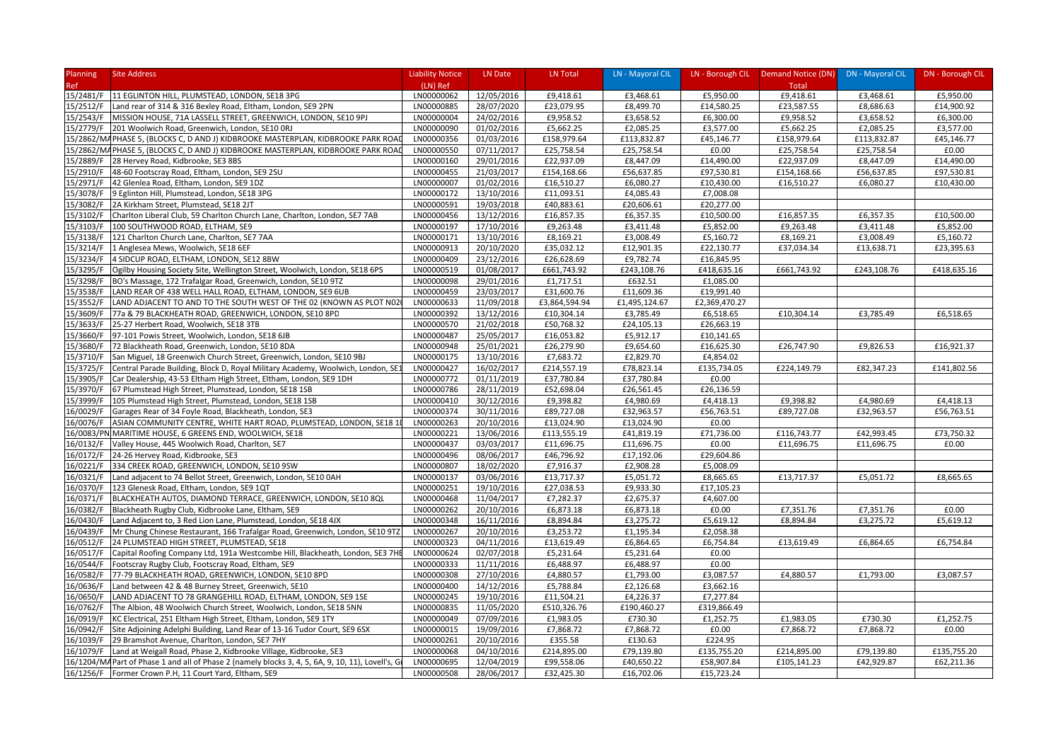| Planning Ref | Site Address | Liability Notice (LN) Ref | LN Date | LN Total | LN - Mayoral CIL | LN - Borough CIL | Demand Notice (DN) Total | DN - Mayoral CIL | DN - Borough CIL |
|---|---|---|---|---|---|---|---|---|---|
| 15/2481/F | 11 EGLINTON HILL, PLUMSTEAD, LONDON, SE18 3PG | LN00000062 | 12/05/2016 | £9,418.61 | £3,468.61 | £5,950.00 | £9,418.61 | £3,468.61 | £5,950.00 |
| 15/2512/F | Land rear of 314 & 316 Bexley Road, Eltham, London, SE9 2PN | LN00000885 | 28/07/2020 | £23,079.95 | £8,499.70 | £14,580.25 | £23,587.55 | £8,686.63 | £14,900.92 |
| 15/2543/F | MISSION HOUSE, 71A LASSELL STREET, GREENWICH, LONDON, SE10 9PJ | LN00000004 | 24/02/2016 | £9,958.52 | £3,658.52 | £6,300.00 | £9,958.52 | £3,658.52 | £6,300.00 |
| 15/2779/F | 201 Woolwich Road, Greenwich, London, SE10 0RJ | LN00000090 | 01/02/2016 | £5,662.25 | £2,085.25 | £3,577.00 | £5,662.25 | £2,085.25 | £3,577.00 |
| 15/2862/MA | PHASE 5, (BLOCKS C, D AND J) KIDBROOKE MASTERPLAN, KIDBROOKE PARK ROAD | LN00000356 | 01/03/2016 | £158,979.64 | £113,832.87 | £45,146.77 | £158,979.64 | £113,832.87 | £45,146.77 |
| 15/2862/MA | PHASE 5, (BLOCKS C, D AND J) KIDBROOKE MASTERPLAN, KIDBROOKE PARK ROAD | LN00000550 | 07/11/2017 | £25,758.54 | £25,758.54 | £0.00 | £25,758.54 | £25,758.54 | £0.00 |
| 15/2889/F | 28 Hervey Road, Kidbrooke, SE3 8BS | LN00000160 | 29/01/2016 | £22,937.09 | £8,447.09 | £14,490.00 | £22,937.09 | £8,447.09 | £14,490.00 |
| 15/2910/F | 48-60 Footscray Road, Eltham, London, SE9 2SU | LN00000455 | 21/03/2017 | £154,168.66 | £56,637.85 | £97,530.81 | £154,168.66 | £56,637.85 | £97,530.81 |
| 15/2971/F | 42 Glenlea Road, Eltham, London, SE9 1DZ | LN00000007 | 01/02/2016 | £16,510.27 | £6,080.27 | £10,430.00 | £16,510.27 | £6,080.27 | £10,430.00 |
| 15/3078/F | 9 Eglinton Hill, Plumstead, London, SE18 3PG | LN00000172 | 13/10/2016 | £11,093.51 | £4,085.43 | £7,008.08 | | | |
| 15/3082/F | 2A Kirkham Street, Plumstead, SE18 2JT | LN00000591 | 19/03/2018 | £40,883.61 | £20,606.61 | £20,277.00 | | | |
| 15/3102/F | Charlton Liberal Club, 59 Charlton Church Lane, Charlton, London, SE7 7AB | LN00000456 | 13/12/2016 | £16,857.35 | £6,357.35 | £10,500.00 | £16,857.35 | £6,357.35 | £10,500.00 |
| 15/3103/F | 100 SOUTHWOOD ROAD, ELTHAM, SE9 | LN00000197 | 17/10/2016 | £9,263.48 | £3,411.48 | £5,852.00 | £9,263.48 | £3,411.48 | £5,852.00 |
| 15/3138/F | 121 Charlton Church Lane, Charlton, SE7 7AA | LN00000171 | 13/10/2016 | £8,169.21 | £3,008.49 | £5,160.72 | £8,169.21 | £3,008.49 | £5,160.72 |
| 15/3214/F | 1 Anglesea Mews, Woolwich, SE18 6EF | LN00000913 | 20/10/2020 | £35,032.12 | £12,901.35 | £22,130.77 | £37,034.34 | £13,638.71 | £23,395.63 |
| 15/3234/F | 4 SIDCUP ROAD, ELTHAM, LONDON, SE12 8BW | LN00000409 | 23/12/2016 | £26,628.69 | £9,782.74 | £16,845.95 | | | |
| 15/3295/F | Ogilby Housing Society Site, Wellington Street, Woolwich, London, SE18 6PS | LN00000519 | 01/08/2017 | £661,743.92 | £243,108.76 | £418,635.16 | £661,743.92 | £243,108.76 | £418,635.16 |
| 15/3298/F | BO's Massage, 172 Trafalgar Road, Greenwich, London, SE10 9TZ | LN00000098 | 29/01/2016 | £1,717.51 | £632.51 | £1,085.00 | | | |
| 15/3538/F | LAND REAR OF 438 WELL HALL ROAD, ELTHAM, LONDON, SE9 6UB | LN00000459 | 23/03/2017 | £31,600.76 | £11,609.36 | £19,991.40 | | | |
| 15/3552/F | LAND ADJACENT TO AND TO THE SOUTH WEST OF THE O2 (KNOWN AS PLOT N02 | LN00000633 | 11/09/2018 | £3,864,594.94 | £1,495,124.67 | £2,369,470.27 | | | |
| 15/3609/F | 77a & 79 BLACKHEATH ROAD, GREENWICH, LONDON, SE10 8PD | LN00000392 | 13/12/2016 | £10,304.14 | £3,785.49 | £6,518.65 | £10,304.14 | £3,785.49 | £6,518.65 |
| 15/3633/F | 25-27 Herbert Road, Woolwich, SE18 3TB | LN00000570 | 21/02/2018 | £50,768.32 | £24,105.13 | £26,663.19 | | | |
| 15/3660/F | 97-101 Powis Street, Woolwich, London, SE18 6JB | LN00000487 | 25/05/2017 | £16,053.82 | £5,912.17 | £10,141.65 | | | |
| 15/3680/F | 72 Blackheath Road, Greenwich, London, SE10 8DA | LN00000948 | 25/01/2021 | £26,279.90 | £9,654.60 | £16,625.30 | £26,747.90 | £9,826.53 | £16,921.37 |
| 15/3710/F | San Miguel, 18 Greenwich Church Street, Greenwich, London, SE10 9BJ | LN00000175 | 13/10/2016 | £7,683.72 | £2,829.70 | £4,854.02 | | | |
| 15/3725/F | Central Parade Building, Block D, Royal Military Academy, Woolwich, London, SE1 | LN00000427 | 16/02/2017 | £214,557.19 | £78,823.14 | £135,734.05 | £224,149.79 | £82,347.23 | £141,802.56 |
| 15/3905/F | Car Dealership, 43-53 Eltham High Street, Eltham, London, SE9 1DH | LN00000772 | 01/11/2019 | £37,780.84 | £37,780.84 | £0.00 | | | |
| 15/3970/F | 67 Plumstead High Street, Plumstead, London, SE18 1SB | LN00000786 | 28/11/2019 | £52,698.04 | £26,561.45 | £26,136.59 | | | |
| 15/3999/F | 105 Plumstead High Street, Plumstead, London, SE18 1SB | LN00000410 | 30/12/2016 | £9,398.82 | £4,980.69 | £4,418.13 | £9,398.82 | £4,980.69 | £4,418.13 |
| 16/0029/F | Garages Rear of 34 Foyle Road, Blackheath, London, SE3 | LN00000374 | 30/11/2016 | £89,727.08 | £32,963.57 | £56,763.51 | £89,727.08 | £32,963.57 | £56,763.51 |
| 16/0076/F | ASIAN COMMUNITY CENTRE, WHITE HART ROAD, PLUMSTEAD, LONDON, SE18 1 | LN00000263 | 20/10/2016 | £13,024.90 | £13,024.90 | £0.00 | | | |
| 16/0083/PN | MARITIME HOUSE, 6 GREENS END, WOOLWICH, SE18 | LN00000221 | 13/06/2016 | £113,555.19 | £41,819.19 | £71,736.00 | £116,743.77 | £42,993.45 | £73,750.32 |
| 16/0132/F | Valley House, 445 Woolwich Road, Charlton, SE7 | LN00000437 | 03/03/2017 | £11,696.75 | £11,696.75 | £0.00 | £11,696.75 | £11,696.75 | £0.00 |
| 16/0172/F | 24-26 Hervey Road, Kidbrooke, SE3 | LN00000496 | 08/06/2017 | £46,796.92 | £17,192.06 | £29,604.86 | | | |
| 16/0221/F | 334 CREEK ROAD, GREENWICH, LONDON, SE10 9SW | LN00000807 | 18/02/2020 | £7,916.37 | £2,908.28 | £5,008.09 | | | |
| 16/0321/F | Land adjacent to 74 Bellot Street, Greenwich, London, SE10 0AH | LN00000137 | 03/06/2016 | £13,717.37 | £5,051.72 | £8,665.65 | £13,717.37 | £5,051.72 | £8,665.65 |
| 16/0370/F | 123 Glenesk Road, Eltham, London, SE9 1QT | LN00000251 | 19/10/2016 | £27,038.53 | £9,933.30 | £17,105.23 | | | |
| 16/0371/F | BLACKHEATH AUTOS, DIAMOND TERRACE, GREENWICH, LONDON, SE10 8QL | LN00000468 | 11/04/2017 | £7,282.37 | £2,675.37 | £4,607.00 | | | |
| 16/0382/F | Blackheath Rugby Club, Kidbrooke Lane, Eltham, SE9 | LN00000262 | 20/10/2016 | £6,873.18 | £6,873.18 | £0.00 | £7,351.76 | £7,351.76 | £0.00 |
| 16/0430/F | Land Adjacent to, 3 Red Lion Lane, Plumstead, London, SE18 4JX | LN00000348 | 16/11/2016 | £8,894.84 | £3,275.72 | £5,619.12 | £8,894.84 | £3,275.72 | £5,619.12 |
| 16/0439/F | Mr Chung Chinese Restaurant, 166 Trafalgar Road, Greenwich, London, SE10 9TZ | LN00000267 | 20/10/2016 | £3,253.72 | £1,195.34 | £2,058.38 | | | |
| 16/0512/F | 24 PLUMSTEAD HIGH STREET, PLUMSTEAD, SE18 | LN00000323 | 04/11/2016 | £13,619.49 | £6,864.65 | £6,754.84 | £13,619.49 | £6,864.65 | £6,754.84 |
| 16/0517/F | Capital Roofing Company Ltd, 191a Westcombe Hill, Blackheath, London, SE3 7HE | LN00000624 | 02/07/2018 | £5,231.64 | £5,231.64 | £0.00 | | | |
| 16/0544/F | Footscray Rugby Club, Footscray Road, Eltham, SE9 | LN00000333 | 11/11/2016 | £6,488.97 | £6,488.97 | £0.00 | | | |
| 16/0582/F | 77-79 BLACKHEATH ROAD, GREENWICH, LONDON, SE10 8PD | LN00000308 | 27/10/2016 | £4,880.57 | £1,793.00 | £3,087.57 | £4,880.57 | £1,793.00 | £3,087.57 |
| 16/0636/F | Land between 42 & 48 Burney Street, Greenwich, SE10 | LN00000400 | 14/12/2016 | £5,788.84 | £2,126.68 | £3,662.16 | | | |
| 16/0650/F | LAND ADJACENT TO 78 GRANGEHILL ROAD, ELTHAM, LONDON, SE9 1SE | LN00000245 | 19/10/2016 | £11,504.21 | £4,226.37 | £7,277.84 | | | |
| 16/0762/F | The Albion, 48 Woolwich Church Street, Woolwich, London, SE18 5NN | LN00000835 | 11/05/2020 | £510,326.76 | £190,460.27 | £319,866.49 | | | |
| 16/0919/F | KC Electrical, 251 Eltham High Street, Eltham, London, SE9 1TY | LN00000049 | 07/09/2016 | £1,983.05 | £730.30 | £1,252.75 | £1,983.05 | £730.30 | £1,252.75 |
| 16/0942/F | Site Adjoining Adelphi Building, Land Rear of 13-16 Tudor Court, SE9 6SX | LN00000015 | 19/09/2016 | £7,868.72 | £7,868.72 | £0.00 | £7,868.72 | £7,868.72 | £0.00 |
| 16/1039/F | 29 Bramshot Avenue, Charlton, London, SE7 7HY | LN00000261 | 20/10/2016 | £355.58 | £130.63 | £224.95 | | | |
| 16/1079/F | Land at Weigall Road, Phase 2, Kidbrooke Village, Kidbrooke, SE3 | LN00000068 | 04/10/2016 | £214,895.00 | £79,139.80 | £135,755.20 | £214,895.00 | £79,139.80 | £135,755.20 |
| 16/1204/MA | Part of Phase 1 and all of Phase 2 (namely blocks 3, 4, 5, 6A, 9, 10, 11), Lovell's, G | LN00000695 | 12/04/2019 | £99,558.06 | £40,650.22 | £58,907.84 | £105,141.23 | £42,929.87 | £62,211.36 |
| 16/1256/F | Former Crown P.H, 11 Court Yard, Eltham, SE9 | LN00000508 | 28/06/2017 | £32,425.30 | £16,702.06 | £15,723.24 | | | |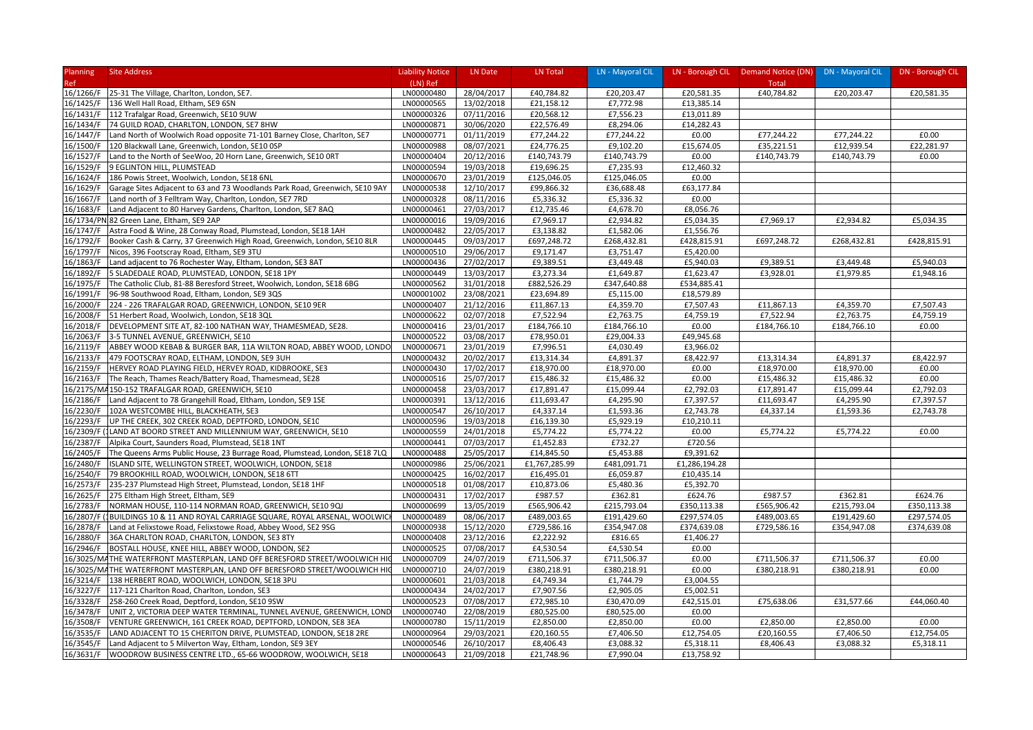| Planning Ref | Site Address | Liability Notice (LN) Ref | LN Date | LN Total | LN - Mayoral CIL | LN - Borough CIL | Demand Notice (DN) Total | DN - Mayoral CIL | DN - Borough CIL |
|---|---|---|---|---|---|---|---|---|---|
| 16/1266/F | 25-31 The Village, Charlton, London, SE7. | LN00000480 | 28/04/2017 | £40,784.82 | £20,203.47 | £20,581.35 | £40,784.82 | £20,203.47 | £20,581.35 |
| 16/1425/F | 136 Well Hall Road, Eltham, SE9 6SN | LN00000565 | 13/02/2018 | £21,158.12 | £7,772.98 | £13,385.14 | | | |
| 16/1431/F | 112 Trafalgar Road, Greenwich, SE10 9UW | LN00000326 | 07/11/2016 | £20,568.12 | £7,556.23 | £13,011.89 | | | |
| 16/1434/F | 74 GUILD ROAD, CHARLTON, LONDON, SE7 8HW | LN00000871 | 30/06/2020 | £22,576.49 | £8,294.06 | £14,282.43 | | | |
| 16/1447/F | Land North of Woolwich Road opposite 71-101 Barney Close, Charlton, SE7 | LN00000771 | 01/11/2019 | £77,244.22 | £77,244.22 | £0.00 | £77,244.22 | £77,244.22 | £0.00 |
| 16/1500/F | 120 Blackwall Lane, Greenwich, London, SE10 0SP | LN00000988 | 08/07/2021 | £24,776.25 | £9,102.20 | £15,674.05 | £35,221.51 | £12,939.54 | £22,281.97 |
| 16/1527/F | Land to the North of SeeWoo, 20 Horn Lane, Greenwich, SE10 0RT | LN00000404 | 20/12/2016 | £140,743.79 | £140,743.79 | £0.00 | £140,743.79 | £140,743.79 | £0.00 |
| 16/1529/F | 9 EGLINTON HILL, PLUMSTEAD | LN00000594 | 19/03/2018 | £19,696.25 | £7,235.93 | £12,460.32 | | | |
| 16/1624/F | 186 Powis Street, Woolwich, London, SE18 6NL | LN00000670 | 23/01/2019 | £125,046.05 | £125,046.05 | £0.00 | | | |
| 16/1629/F | Garage Sites Adjacent to 63 and 73 Woodlands Park Road, Greenwich, SE10 9AY | LN00000538 | 12/10/2017 | £99,866.32 | £36,688.48 | £63,177.84 | | | |
| 16/1667/F | Land north of 3 Felltram Way, Charlton, London, SE7 7RD | LN00000328 | 08/11/2016 | £5,336.32 | £5,336.32 | £0.00 | | | |
| 16/1683/F | Land Adjacent to 80 Harvey Gardens, Charlton, London, SE7 8AQ | LN00000461 | 27/03/2017 | £12,735.46 | £4,678.70 | £8,056.76 | | | |
| 16/1734/PN | 82 Green Lane, Eltham, SE9 2AP | LN00000016 | 19/09/2016 | £7,969.17 | £2,934.82 | £5,034.35 | £7,969.17 | £2,934.82 | £5,034.35 |
| 16/1747/F | Astra Food & Wine, 28 Conway Road, Plumstead, London, SE18 1AH | LN00000482 | 22/05/2017 | £3,138.82 | £1,582.06 | £1,556.76 | | | |
| 16/1792/F | Booker Cash & Carry, 37 Greenwich High Road, Greenwich, London, SE10 8LR | LN00000445 | 09/03/2017 | £697,248.72 | £268,432.81 | £428,815.91 | £697,248.72 | £268,432.81 | £428,815.91 |
| 16/1797/F | Nicos, 396 Footscray Road, Eltham, SE9 3TU | LN00000510 | 29/06/2017 | £9,171.47 | £3,751.47 | £5,420.00 | | | |
| 16/1863/F | Land adjacent to 76 Rochester Way, Eltham, London, SE3 8AT | LN00000436 | 27/02/2017 | £9,389.51 | £3,449.48 | £5,940.03 | £9,389.51 | £3,449.48 | £5,940.03 |
| 16/1892/F | 5 SLADEDALE ROAD, PLUMSTEAD, LONDON, SE18 1PY | LN00000449 | 13/03/2017 | £3,273.34 | £1,649.87 | £1,623.47 | £3,928.01 | £1,979.85 | £1,948.16 |
| 16/1975/F | The Catholic Club, 81-88 Beresford Street, Woolwich, London, SE18 6BG | LN00000562 | 31/01/2018 | £882,526.29 | £347,640.88 | £534,885.41 | | | |
| 16/1991/F | 96-98 Southwood Road, Eltham, London, SE9 3QS | LN00001002 | 23/08/2021 | £23,694.89 | £5,115.00 | £18,579.89 | | | |
| 16/2000/F | 224 - 226 TRAFALGAR ROAD, GREENWICH, LONDON, SE10 9ER | LN00000407 | 21/12/2016 | £11,867.13 | £4,359.70 | £7,507.43 | £11,867.13 | £4,359.70 | £7,507.43 |
| 16/2008/F | 51 Herbert Road, Woolwich, London, SE18 3QL | LN00000622 | 02/07/2018 | £7,522.94 | £2,763.75 | £4,759.19 | £7,522.94 | £2,763.75 | £4,759.19 |
| 16/2018/F | DEVELOPMENT SITE AT, 82-100 NATHAN WAY, THAMESMEAD, SE28. | LN00000416 | 23/01/2017 | £184,766.10 | £184,766.10 | £0.00 | £184,766.10 | £184,766.10 | £0.00 |
| 16/2063/F | 3-5 TUNNEL AVENUE, GREENWICH, SE10 | LN00000522 | 03/08/2017 | £78,950.01 | £29,004.33 | £49,945.68 | | | |
| 16/2119/F | ABBEY WOOD KEBAB & BURGER BAR, 11A WILTON ROAD, ABBEY WOOD, LONDO | LN00000671 | 23/01/2019 | £7,996.51 | £4,030.49 | £3,966.02 | | | |
| 16/2133/F | 479 FOOTSCRAY ROAD, ELTHAM, LONDON, SE9 3UH | LN00000432 | 20/02/2017 | £13,314.34 | £4,891.37 | £8,422.97 | £13,314.34 | £4,891.37 | £8,422.97 |
| 16/2159/F | HERVEY ROAD PLAYING FIELD, HERVEY ROAD, KIDBROOKE, SE3 | LN00000430 | 17/02/2017 | £18,970.00 | £18,970.00 | £0.00 | £18,970.00 | £18,970.00 | £0.00 |
| 16/2163/F | The Reach, Thames Reach/Battery Road, Thamesmead, SE28 | LN00000516 | 25/07/2017 | £15,486.32 | £15,486.32 | £0.00 | £15,486.32 | £15,486.32 | £0.00 |
| 16/2175/MA | 150-152 TRAFALGAR ROAD, GREENWICH, SE10 | LN00000458 | 23/03/2017 | £17,891.47 | £15,099.44 | £2,792.03 | £17,891.47 | £15,099.44 | £2,792.03 |
| 16/2186/F | Land Adjacent to 78 Grangehill Road, Eltham, London, SE9 1SE | LN00000391 | 13/12/2016 | £11,693.47 | £4,295.90 | £7,397.57 | £11,693.47 | £4,295.90 | £7,397.57 |
| 16/2230/F | 102A WESTCOMBE HILL, BLACKHEATH, SE3 | LN00000547 | 26/10/2017 | £4,337.14 | £1,593.36 | £2,743.78 | £4,337.14 | £1,593.36 | £2,743.78 |
| 16/2293/F | UP THE CREEK, 302 CREEK ROAD, DEPTFORD, LONDON, SE10 | LN00000596 | 19/03/2018 | £16,139.30 | £5,929.19 | £10,210.11 | | | |
| 16/2309/F ( | LAND AT BOORD STREET AND MILLENNIUM WAY, GREENWICH, SE10 | LN00000559 | 24/01/2018 | £5,774.22 | £5,774.22 | £0.00 | £5,774.22 | £5,774.22 | £0.00 |
| 16/2387/F | Alpika Court, Saunders Road, Plumstead, SE18 1NT | LN00000441 | 07/03/2017 | £1,452.83 | £732.27 | £720.56 | | | |
| 16/2405/F | The Queens Arms Public House, 23 Burrage Road, Plumstead, London, SE18 7LQ | LN00000488 | 25/05/2017 | £14,845.50 | £5,453.88 | £9,391.62 | | | |
| 16/2480/F | ISLAND SITE, WELLINGTON STREET, WOOLWICH, LONDON, SE18 | LN00000986 | 25/06/2021 | £1,767,285.99 | £481,091.71 | £1,286,194.28 | | | |
| 16/2540/F | 79 BROOKHILL ROAD, WOOLWICH, LONDON, SE18 6TT | LN00000425 | 16/02/2017 | £16,495.01 | £6,059.87 | £10,435.14 | | | |
| 16/2573/F | 235-237 Plumstead High Street, Plumstead, London, SE18 1HF | LN00000518 | 01/08/2017 | £10,873.06 | £5,480.36 | £5,392.70 | | | |
| 16/2625/F | 275 Eltham High Street, Eltham, SE9 | LN00000431 | 17/02/2017 | £987.57 | £362.81 | £624.76 | £987.57 | £362.81 | £624.76 |
| 16/2783/F | NORMAN HOUSE, 110-114 NORMAN ROAD, GREENWICH, SE10 9QJ | LN00000699 | 13/05/2019 | £565,906.42 | £215,793.04 | £350,113.38 | £565,906.42 | £215,793.04 | £350,113.38 |
| 16/2807/F ( | BUILDINGS 10 & 11 AND ROYAL CARRIAGE SQUARE, ROYAL ARSENAL, WOOLWICH | LN00000489 | 08/06/2017 | £489,003.65 | £191,429.60 | £297,574.05 | £489,003.65 | £191,429.60 | £297,574.05 |
| 16/2878/F | Land at Felixstowe Road, Felixstowe Road, Abbey Wood, SE2 9SG | LN00000938 | 15/12/2020 | £729,586.16 | £354,947.08 | £374,639.08 | £729,586.16 | £354,947.08 | £374,639.08 |
| 16/2880/F | 36A CHARLTON ROAD, CHARLTON, LONDON, SE3 8TY | LN00000408 | 23/12/2016 | £2,222.92 | £816.65 | £1,406.27 | | | |
| 16/2946/F | BOSTALL HOUSE, KNEE HILL, ABBEY WOOD, LONDON, SE2 | LN00000525 | 07/08/2017 | £4,530.54 | £4,530.54 | £0.00 | | | |
| 16/3025/MA | THE WATERFRONT MASTERPLAN, LAND OFF BERESFORD STREET/WOOLWICH HIG | LN00000709 | 24/07/2019 | £711,506.37 | £711,506.37 | £0.00 | £711,506.37 | £711,506.37 | £0.00 |
| 16/3025/MA | THE WATERFRONT MASTERPLAN, LAND OFF BERESFORD STREET/WOOLWICH HIG | LN00000710 | 24/07/2019 | £380,218.91 | £380,218.91 | £0.00 | £380,218.91 | £380,218.91 | £0.00 |
| 16/3214/F | 138 HERBERT ROAD, WOOLWICH, LONDON, SE18 3PU | LN00000601 | 21/03/2018 | £4,749.34 | £1,744.79 | £3,004.55 | | | |
| 16/3227/F | 117-121 Charlton Road, Charlton, London, SE3 | LN00000434 | 24/02/2017 | £7,907.56 | £2,905.05 | £5,002.51 | | | |
| 16/3328/F | 258-260 Creek Road, Deptford, London, SE10 9SW | LN00000523 | 07/08/2017 | £72,985.10 | £30,470.09 | £42,515.01 | £75,638.06 | £31,577.66 | £44,060.40 |
| 16/3478/F | UNIT 2, VICTORIA DEEP WATER TERMINAL, TUNNEL AVENUE, GREENWICH, LOND | LN00000740 | 22/08/2019 | £80,525.00 | £80,525.00 | £0.00 | | | |
| 16/3508/F | VENTURE GREENWICH, 161 CREEK ROAD, DEPTFORD, LONDON, SE8 3EA | LN00000780 | 15/11/2019 | £2,850.00 | £2,850.00 | £0.00 | £2,850.00 | £2,850.00 | £0.00 |
| 16/3535/F | LAND ADJACENT TO 15 CHERITON DRIVE, PLUMSTEAD, LONDON, SE18 2RE | LN00000964 | 29/03/2021 | £20,160.55 | £7,406.50 | £12,754.05 | £20,160.55 | £7,406.50 | £12,754.05 |
| 16/3545/F | Land Adjacent to 5 Milverton Way, Eltham, London, SE9 3EY | LN00000546 | 26/10/2017 | £8,406.43 | £3,088.32 | £5,318.11 | £8,406.43 | £3,088.32 | £5,318.11 |
| 16/3631/F | WOODROW BUSINESS CENTRE LTD., 65-66 WOODROW, WOOLWICH, SE18 | LN00000643 | 21/09/2018 | £21,748.96 | £7,990.04 | £13,758.92 | | | |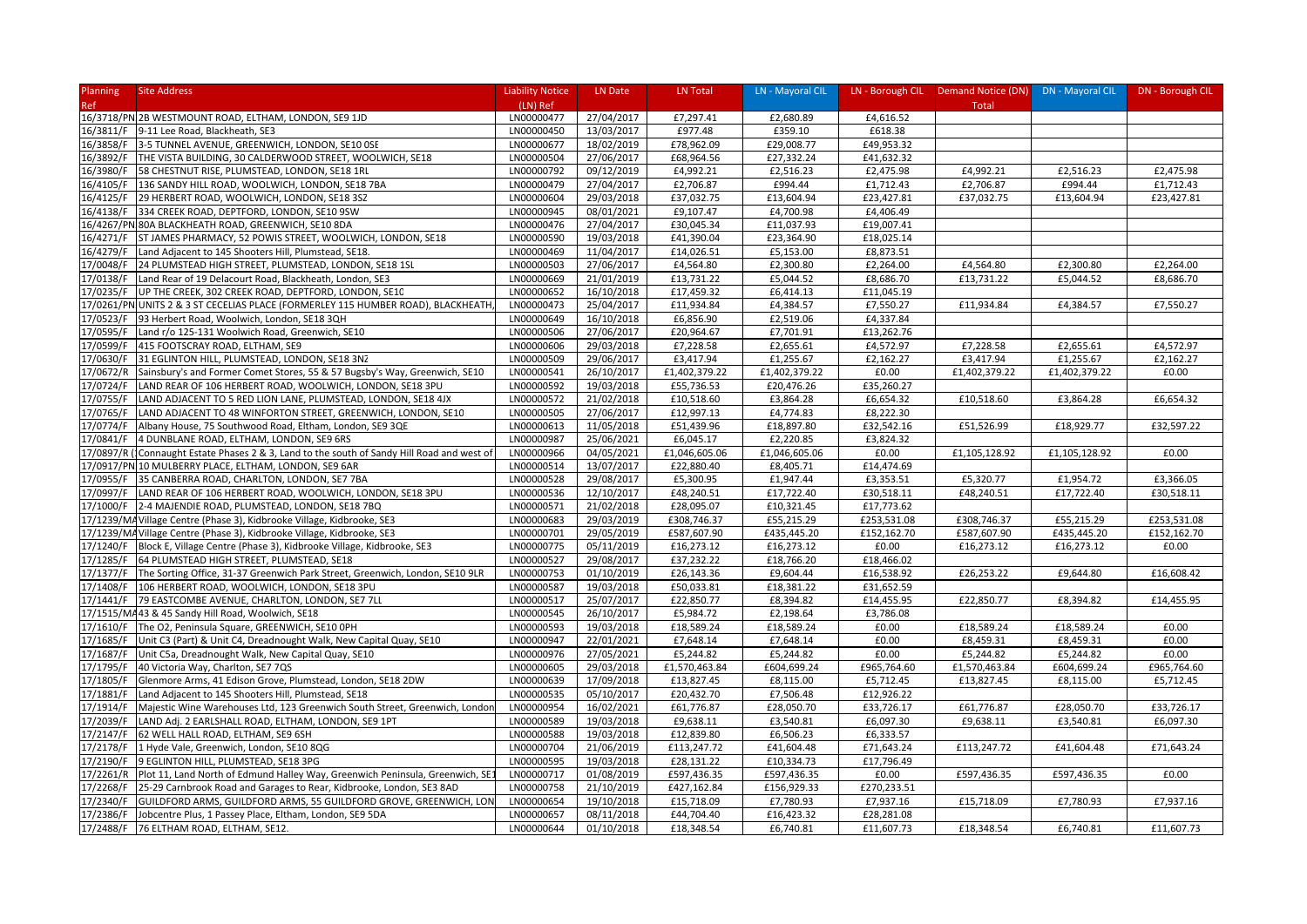| Planning Ref | Site Address | Liability Notice (LN) Ref | LN Date | LN Total | LN - Mayoral CIL | LN - Borough CIL | Demand Notice (DN) Total | DN - Mayoral CIL | DN - Borough CIL |
|---|---|---|---|---|---|---|---|---|---|
| 16/3718/PN | 2B WESTMOUNT ROAD, ELTHAM, LONDON, SE9 1JD | LN00000477 | 27/04/2017 | £7,297.41 | £2,680.89 | £4,616.52 | | | |
| 16/3811/F | 9-11 Lee Road, Blackheath, SE3 | LN00000450 | 13/03/2017 | £977.48 | £359.10 | £618.38 | | | |
| 16/3858/F | 3-5 TUNNEL AVENUE, GREENWICH, LONDON, SE10 0SE | LN00000677 | 18/02/2019 | £78,962.09 | £29,008.77 | £49,953.32 | | | |
| 16/3892/F | THE VISTA BUILDING, 30 CALDERWOOD STREET, WOOLWICH, SE18 | LN00000504 | 27/06/2017 | £68,964.56 | £27,332.24 | £41,632.32 | | | |
| 16/3980/F | 58 CHESTNUT RISE, PLUMSTEAD, LONDON, SE18 1RL | LN00000792 | 09/12/2019 | £4,992.21 | £2,516.23 | £2,475.98 | £4,992.21 | £2,516.23 | £2,475.98 |
| 16/4105/F | 136 SANDY HILL ROAD, WOOLWICH, LONDON, SE18 7BA | LN00000479 | 27/04/2017 | £2,706.87 | £994.44 | £1,712.43 | £2,706.87 | £994.44 | £1,712.43 |
| 16/4125/F | 29 HERBERT ROAD, WOOLWICH, LONDON, SE18 3SZ | LN00000604 | 29/03/2018 | £37,032.75 | £13,604.94 | £23,427.81 | £37,032.75 | £13,604.94 | £23,427.81 |
| 16/4138/F | 334 CREEK ROAD, DEPTFORD, LONDON, SE10 9SW | LN00000945 | 08/01/2021 | £9,107.47 | £4,700.98 | £4,406.49 | | | |
| 16/4267/PN | 80A BLACKHEATH ROAD, GREENWICH, SE10 8DA | LN00000476 | 27/04/2017 | £30,045.34 | £11,037.93 | £19,007.41 | | | |
| 16/4271/F | ST JAMES PHARMACY, 52 POWIS STREET, WOOLWICH, LONDON, SE18 | LN00000590 | 19/03/2018 | £41,390.04 | £23,364.90 | £18,025.14 | | | |
| 16/4279/F | Land Adjacent to 145 Shooters Hill, Plumstead, SE18. | LN00000469 | 11/04/2017 | £14,026.51 | £5,153.00 | £8,873.51 | | | |
| 17/0048/F | 24 PLUMSTEAD HIGH STREET, PLUMSTEAD, LONDON, SE18 1SL | LN00000503 | 27/06/2017 | £4,564.80 | £2,300.80 | £2,264.00 | £4,564.80 | £2,300.80 | £2,264.00 |
| 17/0138/F | Land Rear of 19 Delacourt Road, Blackheath, London, SE3 | LN00000669 | 21/01/2019 | £13,731.22 | £5,044.52 | £8,686.70 | £13,731.22 | £5,044.52 | £8,686.70 |
| 17/0235/F | UP THE CREEK, 302 CREEK ROAD, DEPTFORD, LONDON, SE10 | LN00000652 | 16/10/2018 | £17,459.32 | £6,414.13 | £11,045.19 | | | |
| 17/0261/PN | UNITS 2 & 3 ST CECELIAS PLACE (FORMERLEY 115 HUMBER ROAD), BLACKHEATH, | LN00000473 | 25/04/2017 | £11,934.84 | £4,384.57 | £7,550.27 | £11,934.84 | £4,384.57 | £7,550.27 |
| 17/0523/F | 93 Herbert Road, Woolwich, London, SE18 3QH | LN00000649 | 16/10/2018 | £6,856.90 | £2,519.06 | £4,337.84 | | | |
| 17/0595/F | Land r/o 125-131 Woolwich Road, Greenwich, SE10 | LN00000506 | 27/06/2017 | £20,964.67 | £7,701.91 | £13,262.76 | | | |
| 17/0599/F | 415 FOOTSCRAY ROAD, ELTHAM, SE9 | LN00000606 | 29/03/2018 | £7,228.58 | £2,655.61 | £4,572.97 | £7,228.58 | £2,655.61 | £4,572.97 |
| 17/0630/F | 31 EGLINTON HILL, PLUMSTEAD, LONDON, SE18 3NZ | LN00000509 | 29/06/2017 | £3,417.94 | £1,255.67 | £2,162.27 | £3,417.94 | £1,255.67 | £2,162.27 |
| 17/0672/R | Sainsbury's and Former Comet Stores, 55 & 57 Bugsby's Way, Greenwich, SE10 | LN00000541 | 26/10/2017 | £1,402,379.22 | £1,402,379.22 | £0.00 | £1,402,379.22 | £1,402,379.22 | £0.00 |
| 17/0724/F | LAND REAR OF 106 HERBERT ROAD, WOOLWICH, LONDON, SE18 3PU | LN00000592 | 19/03/2018 | £55,736.53 | £20,476.26 | £35,260.27 | | | |
| 17/0755/F | LAND ADJACENT TO 5 RED LION LANE, PLUMSTEAD, LONDON, SE18 4JX | LN00000572 | 21/02/2018 | £10,518.60 | £3,864.28 | £6,654.32 | £10,518.60 | £3,864.28 | £6,654.32 |
| 17/0765/F | LAND ADJACENT TO 48 WINFORTON STREET, GREENWICH, LONDON, SE10 | LN00000505 | 27/06/2017 | £12,997.13 | £4,774.83 | £8,222.30 | | | |
| 17/0774/F | Albany House, 75 Southwood Road, Eltham, London, SE9 3QE | LN00000613 | 11/05/2018 | £51,439.96 | £18,897.80 | £32,542.16 | £51,526.99 | £18,929.77 | £32,597.22 |
| 17/0841/F | 4 DUNBLANE ROAD, ELTHAM, LONDON, SE9 6RS | LN00000987 | 25/06/2021 | £6,045.17 | £2,220.85 | £3,824.32 | | | |
| 17/0897/R | (Connaught Estate Phases 2 & 3, Land to the south of Sandy Hill Road and west of | LN00000966 | 04/05/2021 | £1,046,605.06 | £1,046,605.06 | £0.00 | £1,105,128.92 | £1,105,128.92 | £0.00 |
| 17/0917/PN | 10 MULBERRY PLACE, ELTHAM, LONDON, SE9 6AR | LN00000514 | 13/07/2017 | £22,880.40 | £8,405.71 | £14,474.69 | | | |
| 17/0955/F | 35 CANBERRA ROAD, CHARLTON, LONDON, SE7 7BA | LN00000528 | 29/08/2017 | £5,300.95 | £1,947.44 | £3,353.51 | £5,320.77 | £1,954.72 | £3,366.05 |
| 17/0997/F | LAND REAR OF 106 HERBERT ROAD, WOOLWICH, LONDON, SE18 3PU | LN00000536 | 12/10/2017 | £48,240.51 | £17,722.40 | £30,518.11 | £48,240.51 | £17,722.40 | £30,518.11 |
| 17/1000/F | 2-4 MAJENDIE ROAD, PLUMSTEAD, LONDON, SE18 7BQ | LN00000571 | 21/02/2018 | £28,095.07 | £10,321.45 | £17,773.62 | | | |
| 17/1239/MA | Village Centre (Phase 3), Kidbrooke Village, Kidbrooke, SE3 | LN00000683 | 29/03/2019 | £308,746.37 | £55,215.29 | £253,531.08 | £308,746.37 | £55,215.29 | £253,531.08 |
| 17/1239/MA | Village Centre (Phase 3), Kidbrooke Village, Kidbrooke, SE3 | LN00000701 | 29/05/2019 | £587,607.90 | £435,445.20 | £152,162.70 | £587,607.90 | £435,445.20 | £152,162.70 |
| 17/1240/F | Block E, Village Centre (Phase 3), Kidbrooke Village, Kidbrooke, SE3 | LN00000775 | 05/11/2019 | £16,273.12 | £16,273.12 | £0.00 | £16,273.12 | £16,273.12 | £0.00 |
| 17/1285/F | 64 PLUMSTEAD HIGH STREET, PLUMSTEAD, SE18 | LN00000527 | 29/08/2017 | £37,232.22 | £18,766.20 | £18,466.02 | | | |
| 17/1377/F | The Sorting Office, 31-37 Greenwich Park Street, Greenwich, London, SE10 9LR | LN00000753 | 01/10/2019 | £26,143.36 | £9,604.44 | £16,538.92 | £26,253.22 | £9,644.80 | £16,608.42 |
| 17/1408/F | 106 HERBERT ROAD, WOOLWICH, LONDON, SE18 3PU | LN00000587 | 19/03/2018 | £50,033.81 | £18,381.22 | £31,652.59 | | | |
| 17/1441/F | 79 EASTCOMBE AVENUE, CHARLTON, LONDON, SE7 7LL | LN00000517 | 25/07/2017 | £22,850.77 | £8,394.82 | £14,455.95 | £22,850.77 | £8,394.82 | £14,455.95 |
| 17/1515/MA | 43 & 45 Sandy Hill Road, Woolwich, SE18 | LN00000545 | 26/10/2017 | £5,984.72 | £2,198.64 | £3,786.08 | | | |
| 17/1610/F | The O2, Peninsula Square, GREENWICH, SE10 0PH | LN00000593 | 19/03/2018 | £18,589.24 | £18,589.24 | £0.00 | £18,589.24 | £18,589.24 | £0.00 |
| 17/1685/F | Unit C3 (Part) & Unit C4, Dreadnought Walk, New Capital Quay, SE10 | LN00000947 | 22/01/2021 | £7,648.14 | £7,648.14 | £0.00 | £8,459.31 | £8,459.31 | £0.00 |
| 17/1687/F | Unit C5a, Dreadnought Walk, New Capital Quay, SE10 | LN00000976 | 27/05/2021 | £5,244.82 | £5,244.82 | £0.00 | £5,244.82 | £5,244.82 | £0.00 |
| 17/1795/F | 40 Victoria Way, Charlton, SE7 7QS | LN00000605 | 29/03/2018 | £1,570,463.84 | £604,699.24 | £965,764.60 | £1,570,463.84 | £604,699.24 | £965,764.60 |
| 17/1805/F | Glenmore Arms, 41 Edison Grove, Plumstead, London, SE18 2DW | LN00000639 | 17/09/2018 | £13,827.45 | £8,115.00 | £5,712.45 | £13,827.45 | £8,115.00 | £5,712.45 |
| 17/1881/F | Land Adjacent to 145 Shooters Hill, Plumstead, SE18 | LN00000535 | 05/10/2017 | £20,432.70 | £7,506.48 | £12,926.22 | | | |
| 17/1914/F | Majestic Wine Warehouses Ltd, 123 Greenwich South Street, Greenwich, London | LN00000954 | 16/02/2021 | £61,776.87 | £28,050.70 | £33,726.17 | £61,776.87 | £28,050.70 | £33,726.17 |
| 17/2039/F | LAND Adj. 2 EARLSHALL ROAD, ELTHAM, LONDON, SE9 1PT | LN00000589 | 19/03/2018 | £9,638.11 | £3,540.81 | £6,097.30 | £9,638.11 | £3,540.81 | £6,097.30 |
| 17/2147/F | 62 WELL HALL ROAD, ELTHAM, SE9 6SH | LN00000588 | 19/03/2018 | £12,839.80 | £6,506.23 | £6,333.57 | | | |
| 17/2178/F | 1 Hyde Vale, Greenwich, London, SE10 8QG | LN00000704 | 21/06/2019 | £113,247.72 | £41,604.48 | £71,643.24 | £113,247.72 | £41,604.48 | £71,643.24 |
| 17/2190/F | 9 EGLINTON HILL, PLUMSTEAD, SE18 3PG | LN00000595 | 19/03/2018 | £28,131.22 | £10,334.73 | £17,796.49 | | | |
| 17/2261/R | Plot 11, Land North of Edmund Halley Way, Greenwich Peninsula, Greenwich, SE1 | LN00000717 | 01/08/2019 | £597,436.35 | £597,436.35 | £0.00 | £597,436.35 | £597,436.35 | £0.00 |
| 17/2268/F | 25-29 Carnbrook Road and Garages to Rear, Kidbrooke, London, SE3 8AD | LN00000758 | 21/10/2019 | £427,162.84 | £156,929.33 | £270,233.51 | | | |
| 17/2340/F | GUILDFORD ARMS, GUILDFORD ARMS, 55 GUILDFORD GROVE, GREENWICH, LON | LN00000654 | 19/10/2018 | £15,718.09 | £7,780.93 | £7,937.16 | £15,718.09 | £7,780.93 | £7,937.16 |
| 17/2386/F | Jobcentre Plus, 1 Passey Place, Eltham, London, SE9 5DA | LN00000657 | 08/11/2018 | £44,704.40 | £16,423.32 | £28,281.08 | | | |
| 17/2488/F | 76 ELTHAM ROAD, ELTHAM, SE12. | LN00000644 | 01/10/2018 | £18,348.54 | £6,740.81 | £11,607.73 | £18,348.54 | £6,740.81 | £11,607.73 |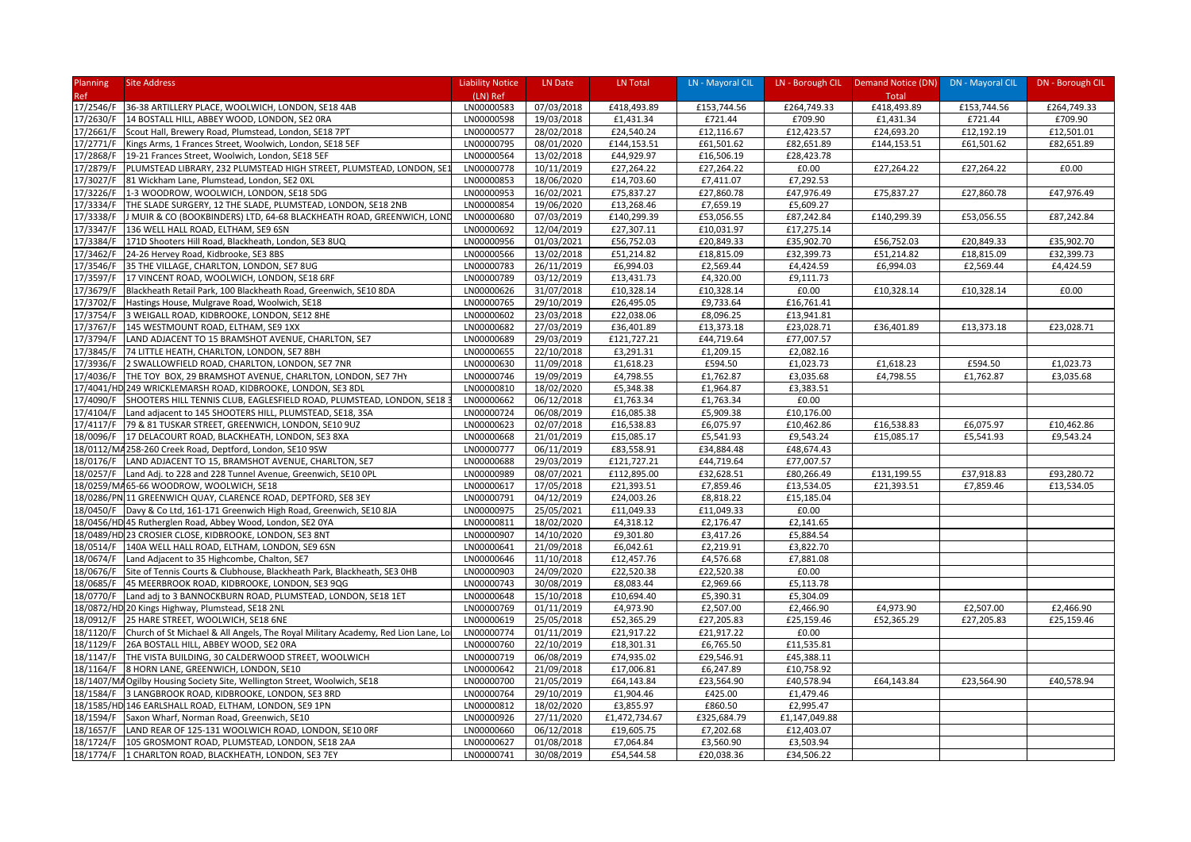| Planning Ref | Site Address | Liability Notice (LN) Ref | LN Date | LN Total | LN - Mayoral CIL | LN - Borough CIL | Demand Notice (DN) Total | DN - Mayoral CIL | DN - Borough CIL |
|---|---|---|---|---|---|---|---|---|---|
| 17/2546/F | 36-38 ARTILLERY PLACE, WOOLWICH, LONDON, SE18 4AB | LN00000583 | 07/03/2018 | £418,493.89 | £153,744.56 | £264,749.33 | £418,493.89 | £153,744.56 | £264,749.33 |
| 17/2630/F | 14 BOSTALL HILL, ABBEY WOOD, LONDON, SE2 0RA | LN00000598 | 19/03/2018 | £1,431.34 | £721.44 | £709.90 | £1,431.34 | £721.44 | £709.90 |
| 17/2661/F | Scout Hall, Brewery Road, Plumstead, London, SE18 7PT | LN00000577 | 28/02/2018 | £24,540.24 | £12,116.67 | £12,423.57 | £24,693.20 | £12,192.19 | £12,501.01 |
| 17/2771/F | Kings Arms, 1 Frances Street, Woolwich, London, SE18 5EF | LN00000795 | 08/01/2020 | £144,153.51 | £61,501.62 | £82,651.89 | £144,153.51 | £61,501.62 | £82,651.89 |
| 17/2868/F | 19-21 Frances Street, Woolwich, London, SE18 5EF | LN00000564 | 13/02/2018 | £44,929.97 | £16,506.19 | £28,423.78 | | | |
| 17/2879/F | PLUMSTEAD LIBRARY, 232 PLUMSTEAD HIGH STREET, PLUMSTEAD, LONDON, SE1 | LN00000778 | 10/11/2019 | £27,264.22 | £27,264.22 | £0.00 | £27,264.22 | £27,264.22 | £0.00 |
| 17/3027/F | 81 Wickham Lane, Plumstead, London, SE2 0XL | LN00000853 | 18/06/2020 | £14,703.60 | £7,411.07 | £7,292.53 | | | |
| 17/3226/F | 1-3 WOODROW, WOOLWICH, LONDON, SE18 5DG | LN00000953 | 16/02/2021 | £75,837.27 | £27,860.78 | £47,976.49 | £75,837.27 | £27,860.78 | £47,976.49 |
| 17/3334/F | THE SLADE SURGERY, 12 THE SLADE, PLUMSTEAD, LONDON, SE18 2NB | LN00000854 | 19/06/2020 | £13,268.46 | £7,659.19 | £5,609.27 | | | |
| 17/3338/F | J MUIR & CO (BOOKBINDERS) LTD, 64-68 BLACKHEATH ROAD, GREENWICH, LOND | LN00000680 | 07/03/2019 | £140,299.39 | £53,056.55 | £87,242.84 | £140,299.39 | £53,056.55 | £87,242.84 |
| 17/3347/F | 136 WELL HALL ROAD, ELTHAM, SE9 6SN | LN00000692 | 12/04/2019 | £27,307.11 | £10,031.97 | £17,275.14 | | | |
| 17/3384/F | 171D Shooters Hill Road, Blackheath, London, SE3 8UQ | LN00000956 | 01/03/2021 | £56,752.03 | £20,849.33 | £35,902.70 | £56,752.03 | £20,849.33 | £35,902.70 |
| 17/3462/F | 24-26 Hervey Road, Kidbrooke, SE3 8BS | LN00000566 | 13/02/2018 | £51,214.82 | £18,815.09 | £32,399.73 | £51,214.82 | £18,815.09 | £32,399.73 |
| 17/3546/F | 35 THE VILLAGE, CHARLTON, LONDON, SE7 8UG | LN00000783 | 26/11/2019 | £6,994.03 | £2,569.44 | £4,424.59 | £6,994.03 | £2,569.44 | £4,424.59 |
| 17/3597/F | 17 VINCENT ROAD, WOOLWICH, LONDON, SE18 6RF | LN00000789 | 03/12/2019 | £13,431.73 | £4,320.00 | £9,111.73 | | | |
| 17/3679/F | Blackheath Retail Park, 100 Blackheath Road, Greenwich, SE10 8DA | LN00000626 | 31/07/2018 | £10,328.14 | £10,328.14 | £0.00 | £10,328.14 | £10,328.14 | £0.00 |
| 17/3702/F | Hastings House, Mulgrave Road, Woolwich, SE18 | LN00000765 | 29/10/2019 | £26,495.05 | £9,733.64 | £16,761.41 | | | |
| 17/3754/F | 3 WEIGALL ROAD, KIDBROOKE, LONDON, SE12 8HE | LN00000602 | 23/03/2018 | £22,038.06 | £8,096.25 | £13,941.81 | | | |
| 17/3767/F | 145 WESTMOUNT ROAD, ELTHAM, SE9 1XX | LN00000682 | 27/03/2019 | £36,401.89 | £13,373.18 | £23,028.71 | £36,401.89 | £13,373.18 | £23,028.71 |
| 17/3794/F | LAND ADJACENT TO 15 BRAMSHOT AVENUE, CHARLTON, SE7 | LN00000689 | 29/03/2019 | £121,727.21 | £44,719.64 | £77,007.57 | | | |
| 17/3845/F | 74 LITTLE HEATH, CHARLTON, LONDON, SE7 8BH | LN00000655 | 22/10/2018 | £3,291.31 | £1,209.15 | £2,082.16 | | | |
| 17/3936/F | 2 SWALLOWFIELD ROAD, CHARLTON, LONDON, SE7 7NR | LN00000630 | 11/09/2018 | £1,618.23 | £594.50 | £1,023.73 | £1,618.23 | £594.50 | £1,023.73 |
| 17/4036/F | THE TOY BOX, 29 BRAMSHOT AVENUE, CHARLTON, LONDON, SE7 7HY | LN00000746 | 19/09/2019 | £4,798.55 | £1,762.87 | £3,035.68 | £4,798.55 | £1,762.87 | £3,035.68 |
| 17/4041/HD | 249 WRICKLEMARSH ROAD, KIDBROOKE, LONDON, SE3 8DL | LN00000810 | 18/02/2020 | £5,348.38 | £1,964.87 | £3,383.51 | | | |
| 17/4090/F | SHOOTERS HILL TENNIS CLUB, EAGLESFIELD ROAD, PLUMSTEAD, LONDON, SE18 3 | LN00000662 | 06/12/2018 | £1,763.34 | £1,763.34 | £0.00 | | | |
| 17/4104/F | Land adjacent to 145 SHOOTERS HILL, PLUMSTEAD, SE18, 3SA | LN00000724 | 06/08/2019 | £16,085.38 | £5,909.38 | £10,176.00 | | | |
| 17/4117/F | 79 & 81 TUSKAR STREET, GREENWICH, LONDON, SE10 9UZ | LN00000623 | 02/07/2018 | £16,538.83 | £6,075.97 | £10,462.86 | £16,538.83 | £6,075.97 | £10,462.86 |
| 18/0096/F | 17 DELACOURT ROAD, BLACKHEATH, LONDON, SE3 8XA | LN00000668 | 21/01/2019 | £15,085.17 | £5,541.93 | £9,543.24 | £15,085.17 | £5,541.93 | £9,543.24 |
| 18/0112/MA | 258-260 Creek Road, Deptford, London, SE10 9SW | LN00000777 | 06/11/2019 | £83,558.91 | £34,884.48 | £48,674.43 | | | |
| 18/0176/F | LAND ADJACENT TO 15, BRAMSHOT AVENUE, CHARLTON, SE7 | LN00000688 | 29/03/2019 | £121,727.21 | £44,719.64 | £77,007.57 | | | |
| 18/0257/F | Land Adj. to 228 and 228 Tunnel Avenue, Greenwich, SE10 0PL | LN00000989 | 08/07/2021 | £112,895.00 | £32,628.51 | £80,266.49 | £131,199.55 | £37,918.83 | £93,280.72 |
| 18/0259/MA | 65-66 WOODROW, WOOLWICH, SE18 | LN00000617 | 17/05/2018 | £21,393.51 | £7,859.46 | £13,534.05 | £21,393.51 | £7,859.46 | £13,534.05 |
| 18/0286/PN | 11 GREENWICH QUAY, CLARENCE ROAD, DEPTFORD, SE8 3EY | LN00000791 | 04/12/2019 | £24,003.26 | £8,818.22 | £15,185.04 | | | |
| 18/0450/F | Davy & Co Ltd, 161-171 Greenwich High Road, Greenwich, SE10 8JA | LN00000975 | 25/05/2021 | £11,049.33 | £11,049.33 | £0.00 | | | |
| 18/0456/HD | 45 Rutherglen Road, Abbey Wood, London, SE2 0YA | LN00000811 | 18/02/2020 | £4,318.12 | £2,176.47 | £2,141.65 | | | |
| 18/0489/HD | 23 CROSIER CLOSE, KIDBROOKE, LONDON, SE3 8NT | LN00000907 | 14/10/2020 | £9,301.80 | £3,417.26 | £5,884.54 | | | |
| 18/0514/F | 140A WELL HALL ROAD, ELTHAM, LONDON, SE9 6SN | LN00000641 | 21/09/2018 | £6,042.61 | £2,219.91 | £3,822.70 | | | |
| 18/0674/F | Land Adjacent to 35 Highcombe, Chalton, SE7 | LN00000646 | 11/10/2018 | £12,457.76 | £4,576.68 | £7,881.08 | | | |
| 18/0676/F | Site of Tennis Courts & Clubhouse, Blackheath Park, Blackheath, SE3 0HB | LN00000903 | 24/09/2020 | £22,520.38 | £22,520.38 | £0.00 | | | |
| 18/0685/F | 45 MEERBROOK ROAD, KIDBROOKE, LONDON, SE3 9QG | LN00000743 | 30/08/2019 | £8,083.44 | £2,969.66 | £5,113.78 | | | |
| 18/0770/F | Land adj to 3 BANNOCKBURN ROAD, PLUMSTEAD, LONDON, SE18 1ET | LN00000648 | 15/10/2018 | £10,694.40 | £5,390.31 | £5,304.09 | | | |
| 18/0872/HD | 20 Kings Highway, Plumstead, SE18 2NL | LN00000769 | 01/11/2019 | £4,973.90 | £2,507.00 | £2,466.90 | £4,973.90 | £2,507.00 | £2,466.90 |
| 18/0912/F | 25 HARE STREET, WOOLWICH, SE18 6NE | LN00000619 | 25/05/2018 | £52,365.29 | £27,205.83 | £25,159.46 | £52,365.29 | £27,205.83 | £25,159.46 |
| 18/1120/F | Church of St Michael & All Angels, The Royal Military Academy, Red Lion Lane, Lo | LN00000774 | 01/11/2019 | £21,917.22 | £21,917.22 | £0.00 | | | |
| 18/1129/F | 26A BOSTALL HILL, ABBEY WOOD, SE2 0RA | LN00000760 | 22/10/2019 | £18,301.31 | £6,765.50 | £11,535.81 | | | |
| 18/1147/F | THE VISTA BUILDING, 30 CALDERWOOD STREET, WOOLWICH | LN00000719 | 06/08/2019 | £74,935.02 | £29,546.91 | £45,388.11 | | | |
| 18/1164/F | 8 HORN LANE, GREENWICH, LONDON, SE10 | LN00000642 | 21/09/2018 | £17,006.81 | £6,247.89 | £10,758.92 | | | |
| 18/1407/MA | Ogilby Housing Society Site, Wellington Street, Woolwich, SE18 | LN00000700 | 21/05/2019 | £64,143.84 | £23,564.90 | £40,578.94 | £64,143.84 | £23,564.90 | £40,578.94 |
| 18/1584/F | 3 LANGBROOK ROAD, KIDBROOKE, LONDON, SE3 8RD | LN00000764 | 29/10/2019 | £1,904.46 | £425.00 | £1,479.46 | | | |
| 18/1585/HD | 146 EARLSHALL ROAD, ELTHAM, LONDON, SE9 1PN | LN00000812 | 18/02/2020 | £3,855.97 | £860.50 | £2,995.47 | | | |
| 18/1594/F | Saxon Wharf, Norman Road, Greenwich, SE10 | LN00000926 | 27/11/2020 | £1,472,734.67 | £325,684.79 | £1,147,049.88 | | | |
| 18/1657/F | LAND REAR OF 125-131 WOOLWICH ROAD, LONDON, SE10 0RF | LN00000660 | 06/12/2018 | £19,605.75 | £7,202.68 | £12,403.07 | | | |
| 18/1724/F | 105 GROSMONT ROAD, PLUMSTEAD, LONDON, SE18 2AA | LN00000627 | 01/08/2018 | £7,064.84 | £3,560.90 | £3,503.94 | | | |
| 18/1774/F | 1 CHARLTON ROAD, BLACKHEATH, LONDON, SE3 7EY | LN00000741 | 30/08/2019 | £54,544.58 | £20,038.36 | £34,506.22 | | | |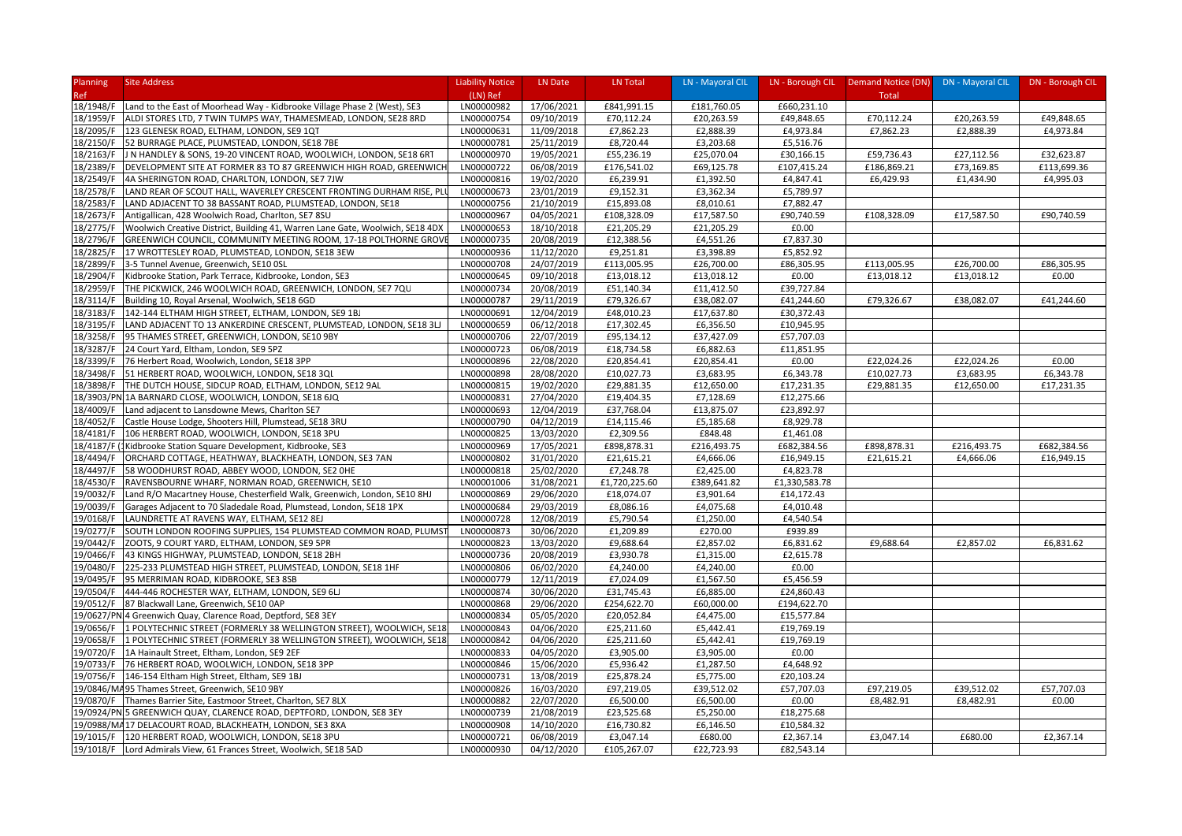| Planning Ref | Site Address | Liability Notice (LN) Ref | LN Date | LN Total | LN - Mayoral CIL | LN - Borough CIL | Demand Notice (DN) Total | DN - Mayoral CIL | DN - Borough CIL |
|---|---|---|---|---|---|---|---|---|---|
| 18/1948/F | Land to the East of Moorhead Way - Kidbrooke Village Phase 2 (West), SE3 | LN00000982 | 17/06/2021 | £841,991.15 | £181,760.05 | £660,231.10 | | | |
| 18/1959/F | ALDI STORES LTD, 7 TWIN TUMPS WAY, THAMESMEAD, LONDON, SE28 8RD | LN00000754 | 09/10/2019 | £70,112.24 | £20,263.59 | £49,848.65 | £70,112.24 | £20,263.59 | £49,848.65 |
| 18/2095/F | 123 GLENESK ROAD, ELTHAM, LONDON, SE9 1QT | LN00000631 | 11/09/2018 | £7,862.23 | £2,888.39 | £4,973.84 | £7,862.23 | £2,888.39 | £4,973.84 |
| 18/2150/F | 52 BURRAGE PLACE, PLUMSTEAD, LONDON, SE18 7BE | LN00000781 | 25/11/2019 | £8,720.44 | £3,203.68 | £5,516.76 | | | |
| 18/2163/F | J N HANDLEY & SONS, 19-20 VINCENT ROAD, WOOLWICH, LONDON, SE18 6RT | LN00000970 | 19/05/2021 | £55,236.19 | £25,070.04 | £30,166.15 | £59,736.43 | £27,112.56 | £32,623.87 |
| 18/2389/F | DEVELOPMENT SITE AT FORMER 83 TO 87 GREENWICH HIGH ROAD, GREENWICH | LN00000722 | 06/08/2019 | £176,541.02 | £69,125.78 | £107,415.24 | £186,869.21 | £73,169.85 | £113,699.36 |
| 18/2549/F | 4A SHERINGTON ROAD, CHARLTON, LONDON, SE7 7JW | LN00000816 | 19/02/2020 | £6,239.91 | £1,392.50 | £4,847.41 | £6,429.93 | £1,434.90 | £4,995.03 |
| 18/2578/F | LAND REAR OF SCOUT HALL, WAVERLEY CRESCENT FRONTING DURHAM RISE, PLU | LN00000673 | 23/01/2019 | £9,152.31 | £3,362.34 | £5,789.97 | | | |
| 18/2583/F | LAND ADJACENT TO 38 BASSANT ROAD, PLUMSTEAD, LONDON, SE18 | LN00000756 | 21/10/2019 | £15,893.08 | £8,010.61 | £7,882.47 | | | |
| 18/2673/F | Antigallican, 428 Woolwich Road, Charlton, SE7 8SU | LN00000967 | 04/05/2021 | £108,328.09 | £17,587.50 | £90,740.59 | £108,328.09 | £17,587.50 | £90,740.59 |
| 18/2775/F | Woolwich Creative District, Building 41, Warren Lane Gate, Woolwich, SE18 4DX | LN00000653 | 18/10/2018 | £21,205.29 | £21,205.29 | £0.00 | | | |
| 18/2796/F | GREENWICH COUNCIL, COMMUNITY MEETING ROOM, 17-18 POLTHORNE GROVE | LN00000735 | 20/08/2019 | £12,388.56 | £4,551.26 | £7,837.30 | | | |
| 18/2825/F | 17 WROTTESLEY ROAD, PLUMSTEAD, LONDON, SE18 3EW | LN00000936 | 11/12/2020 | £9,251.81 | £3,398.89 | £5,852.92 | | | |
| 18/2899/F | 3-5 Tunnel Avenue, Greenwich, SE10 0SL | LN00000708 | 24/07/2019 | £113,005.95 | £26,700.00 | £86,305.95 | £113,005.95 | £26,700.00 | £86,305.95 |
| 18/2904/F | Kidbrooke Station, Park Terrace, Kidbrooke, London, SE3 | LN00000645 | 09/10/2018 | £13,018.12 | £13,018.12 | £0.00 | £13,018.12 | £13,018.12 | £0.00 |
| 18/2959/F | THE PICKWICK, 246 WOOLWICH ROAD, GREENWICH, LONDON, SE7 7QU | LN00000734 | 20/08/2019 | £51,140.34 | £11,412.50 | £39,727.84 | | | |
| 18/3114/F | Building 10, Royal Arsenal, Woolwich, SE18 6GD | LN00000787 | 29/11/2019 | £79,326.67 | £38,082.07 | £41,244.60 | £79,326.67 | £38,082.07 | £41,244.60 |
| 18/3183/F | 142-144 ELTHAM HIGH STREET, ELTHAM, LONDON, SE9 1BJ | LN00000691 | 12/04/2019 | £48,010.23 | £17,637.80 | £30,372.43 | | | |
| 18/3195/F | LAND ADJACENT TO 13 ANKERDINE CRESCENT, PLUMSTEAD, LONDON, SE18 3LJ | LN00000659 | 06/12/2018 | £17,302.45 | £6,356.50 | £10,945.95 | | | |
| 18/3258/F | 95 THAMES STREET, GREENWICH, LONDON, SE10 9BY | LN00000706 | 22/07/2019 | £95,134.12 | £37,427.09 | £57,707.03 | | | |
| 18/3287/F | 24 Court Yard, Eltham, London, SE9 5PZ | LN00000723 | 06/08/2019 | £18,734.58 | £6,882.63 | £11,851.95 | | | |
| 18/3399/F | 76 Herbert Road, Woolwich, London, SE18 3PP | LN00000896 | 22/08/2020 | £20,854.41 | £20,854.41 | £0.00 | £22,024.26 | £22,024.26 | £0.00 |
| 18/3498/F | 51 HERBERT ROAD, WOOLWICH, LONDON, SE18 3QL | LN00000898 | 28/08/2020 | £10,027.73 | £3,683.95 | £6,343.78 | £10,027.73 | £3,683.95 | £6,343.78 |
| 18/3898/F | THE DUTCH HOUSE, SIDCUP ROAD, ELTHAM, LONDON, SE12 9AL | LN00000815 | 19/02/2020 | £29,881.35 | £12,650.00 | £17,231.35 | £29,881.35 | £12,650.00 | £17,231.35 |
| 18/3903/PN | 1A BARNARD CLOSE, WOOLWICH, LONDON, SE18 6JQ | LN00000831 | 27/04/2020 | £19,404.35 | £7,128.69 | £12,275.66 | | | |
| 18/4009/F | Land adjacent to Lansdowne Mews, Charlton SE7 | LN00000693 | 12/04/2019 | £37,768.04 | £13,875.07 | £23,892.97 | | | |
| 18/4052/F | Castle House Lodge, Shooters Hill, Plumstead, SE18 3RU | LN00000790 | 04/12/2019 | £14,115.46 | £5,185.68 | £8,929.78 | | | |
| 18/4181/F | 106 HERBERT ROAD, WOOLWICH, LONDON, SE18 3PU | LN00000825 | 13/03/2020 | £2,309.56 | £848.48 | £1,461.08 | | | |
| 18/4187/F ( | Kidbrooke Station Square Development, Kidbrooke, SE3 | LN00000969 | 17/05/2021 | £898,878.31 | £216,493.75 | £682,384.56 | £898,878.31 | £216,493.75 | £682,384.56 |
| 18/4494/F | ORCHARD COTTAGE, HEATHWAY, BLACKHEATH, LONDON, SE3 7AN | LN00000802 | 31/01/2020 | £21,615.21 | £4,666.06 | £16,949.15 | £21,615.21 | £4,666.06 | £16,949.15 |
| 18/4497/F | 58 WOODHURST ROAD, ABBEY WOOD, LONDON, SE2 0HE | LN00000818 | 25/02/2020 | £7,248.78 | £2,425.00 | £4,823.78 | | | |
| 18/4530/F | RAVENSBOURNE WHARF, NORMAN ROAD, GREENWICH, SE10 | LN00001006 | 31/08/2021 | £1,720,225.60 | £389,641.82 | £1,330,583.78 | | | |
| 19/0032/F | Land R/O Macartney House, Chesterfield Walk, Greenwich, London, SE10 8HJ | LN00000869 | 29/06/2020 | £18,074.07 | £3,901.64 | £14,172.43 | | | |
| 19/0039/F | Garages Adjacent to 70 Sladedale Road, Plumstead, London, SE18 1PX | LN00000684 | 29/03/2019 | £8,086.16 | £4,075.68 | £4,010.48 | | | |
| 19/0168/F | LAUNDRETTE AT RAVENS WAY, ELTHAM, SE12 8EJ | LN00000728 | 12/08/2019 | £5,790.54 | £1,250.00 | £4,540.54 | | | |
| 19/0277/F | SOUTH LONDON ROOFING SUPPLIES, 154 PLUMSTEAD COMMON ROAD, PLUMST | LN00000873 | 30/06/2020 | £1,209.89 | £270.00 | £939.89 | | | |
| 19/0442/F | ZOOTS, 9 COURT YARD, ELTHAM, LONDON, SE9 5PR | LN00000823 | 13/03/2020 | £9,688.64 | £2,857.02 | £6,831.62 | £9,688.64 | £2,857.02 | £6,831.62 |
| 19/0466/F | 43 KINGS HIGHWAY, PLUMSTEAD, LONDON, SE18 2BH | LN00000736 | 20/08/2019 | £3,930.78 | £1,315.00 | £2,615.78 | | | |
| 19/0480/F | 225-233 PLUMSTEAD HIGH STREET, PLUMSTEAD, LONDON, SE18 1HF | LN00000806 | 06/02/2020 | £4,240.00 | £4,240.00 | £0.00 | | | |
| 19/0495/F | 95 MERRIMAN ROAD, KIDBROOKE, SE3 8SB | LN00000779 | 12/11/2019 | £7,024.09 | £1,567.50 | £5,456.59 | | | |
| 19/0504/F | 444-446 ROCHESTER WAY, ELTHAM, LONDON, SE9 6LJ | LN00000874 | 30/06/2020 | £31,745.43 | £6,885.00 | £24,860.43 | | | |
| 19/0512/F | 87 Blackwall Lane, Greenwich, SE10 0AP | LN00000868 | 29/06/2020 | £254,622.70 | £60,000.00 | £194,622.70 | | | |
| 19/0627/PN | 4 Greenwich Quay, Clarence Road, Deptford, SE8 3EY | LN00000834 | 05/05/2020 | £20,052.84 | £4,475.00 | £15,577.84 | | | |
| 19/0656/F | 1 POLYTECHNIC STREET (FORMERLY 38 WELLINGTON STREET), WOOLWICH, SE18 | LN00000843 | 04/06/2020 | £25,211.60 | £5,442.41 | £19,769.19 | | | |
| 19/0658/F | 1 POLYTECHNIC STREET (FORMERLY 38 WELLINGTON STREET), WOOLWICH, SE18 | LN00000842 | 04/06/2020 | £25,211.60 | £5,442.41 | £19,769.19 | | | |
| 19/0720/F | 1A Hainault Street, Eltham, London, SE9 2EF | LN00000833 | 04/05/2020 | £3,905.00 | £3,905.00 | £0.00 | | | |
| 19/0733/F | 76 HERBERT ROAD, WOOLWICH, LONDON, SE18 3PP | LN00000846 | 15/06/2020 | £5,936.42 | £1,287.50 | £4,648.92 | | | |
| 19/0756/F | 146-154 Eltham High Street, Eltham, SE9 1BJ | LN00000731 | 13/08/2019 | £25,878.24 | £5,775.00 | £20,103.24 | | | |
| 19/0846/MA | 95 Thames Street, Greenwich, SE10 9BY | LN00000826 | 16/03/2020 | £97,219.05 | £39,512.02 | £57,707.03 | £97,219.05 | £39,512.02 | £57,707.03 |
| 19/0870/F | Thames Barrier Site, Eastmoor Street, Charlton, SE7 8LX | LN00000882 | 22/07/2020 | £6,500.00 | £6,500.00 | £0.00 | £8,482.91 | £8,482.91 | £0.00 |
| 19/0924/PN | 5 GREENWICH QUAY, CLARENCE ROAD, DEPTFORD, LONDON, SE8 3EY | LN00000739 | 21/08/2019 | £23,525.68 | £5,250.00 | £18,275.68 | | | |
| 19/0988/MA | 17 DELACOURT ROAD, BLACKHEATH, LONDON, SE3 8XA | LN00000908 | 14/10/2020 | £16,730.82 | £6,146.50 | £10,584.32 | | | |
| 19/1015/F | 120 HERBERT ROAD, WOOLWICH, LONDON, SE18 3PU | LN00000721 | 06/08/2019 | £3,047.14 | £680.00 | £2,367.14 | £3,047.14 | £680.00 | £2,367.14 |
| 19/1018/F | Lord Admirals View, 61 Frances Street, Woolwich, SE18 5AD | LN00000930 | 04/12/2020 | £105,267.07 | £22,723.93 | £82,543.14 | | | |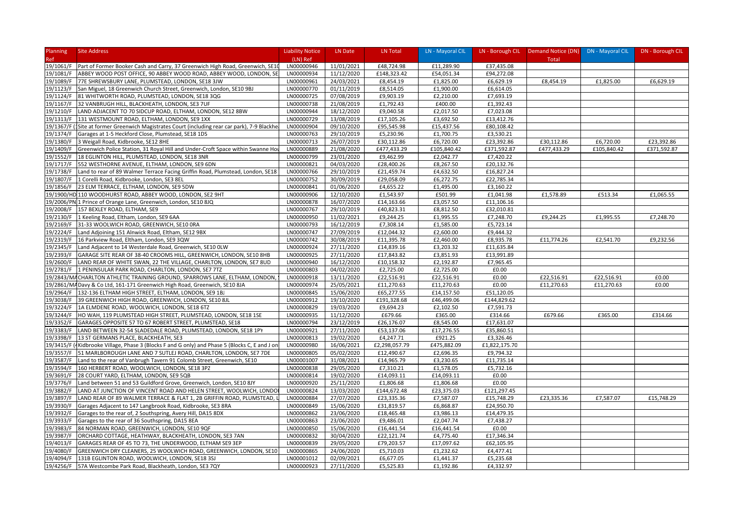| Planning Ref | Site Address | Liability Notice (LN) Ref | LN Date | LN Total | LN - Mayoral CIL | LN - Borough CIL | Demand Notice (DN) Total | DN - Mayoral CIL | DN - Borough CIL |
|---|---|---|---|---|---|---|---|---|---|
| 19/1061/F | Part of Former Booker Cash and Carry, 37 Greenwich High Road, Greenwich, SE10 | LN00000946 | 11/01/2021 | £48,724.98 | £11,289.90 | £37,435.08 | | | |
| 19/1081/F | ABBEY WOOD POST OFFICE, 90 ABBEY WOOD ROAD, ABBEY WOOD, LONDON, SE | LN00000934 | 11/12/2020 | £148,323.42 | £54,051.34 | £94,272.08 | | | |
| 19/1089/F | 77E SHREWSBURY LANE, PLUMSTEAD, LONDON, SE18 3JW | LN00000961 | 24/03/2021 | £8,454.19 | £1,825.00 | £6,629.19 | £8,454.19 | £1,825.00 | £6,629.19 |
| 19/1123/F | San Miguel, 18 Greenwich Church Street, Greenwich, London, SE10 9BJ | LN00000770 | 01/11/2019 | £8,514.05 | £1,900.00 | £6,614.05 | | | |
| 19/1124/F | 81 WHITWORTH ROAD, PLUMSTEAD, LONDON, SE18 3QG | LN00000725 | 07/08/2019 | £9,903.19 | £2,210.00 | £7,693.19 | | | |
| 19/1167/F | 32 VANBRUGH HILL, BLACKHEATH, LONDON, SE3 7UF | LN00000738 | 21/08/2019 | £1,792.43 | £400.00 | £1,392.43 | | | |
| 19/1210/F | LAND ADJACENT TO 70 SIDCUP ROAD, ELTHAM, LONDON, SE12 8BW | LN00000944 | 18/12/2020 | £9,040.58 | £2,017.50 | £7,023.08 | | | |
| 19/1313/F | 131 WESTMOUNT ROAD, ELTHAM, LONDON, SE9 1XX | LN00000729 | 13/08/2019 | £17,105.26 | £3,692.50 | £13,412.76 | | | |
| 19/1367/F | Site at former Greenwich Magistrates Court (including rear car park), 7-9 Blackhe | LN00000904 | 09/10/2020 | £95,545.98 | £15,437.56 | £80,108.42 | | | |
| 19/1374/F | Garages at 1-5 Heckford Close, Plumstead, SE18 1DS | LN00000763 | 29/10/2019 | £5,230.96 | £1,700.75 | £3,530.21 | | | |
| 19/1380/F | 3 Weigall Road, Kidbrooke, SE12 8HE | LN00000713 | 26/07/2019 | £30,112.86 | £6,720.00 | £23,392.86 | £30,112.86 | £6,720.00 | £23,392.86 |
| 19/1409/F | Greenwich Police Station, 31 Royal Hill and Under-Croft Space within Swanne Hou | LN00000889 | 21/08/2020 | £477,433.29 | £105,840.42 | £371,592.87 | £477,433.29 | £105,840.42 | £371,592.87 |
| 19/1552/F | 18 EGLINTON HILL, PLUMSTEAD, LONDON, SE18 3NR | LN00000799 | 23/01/2020 | £9,462.99 | £2,042.77 | £7,420.22 | | | |
| 19/1717/F | 552 WESTHORNE AVENUE, ELTHAM, LONDON, SE9 6DN | LN00000821 | 04/03/2020 | £28,400.26 | £8,267.50 | £20,132.76 | | | |
| 19/1738/F | Land to rear of 89 Walmer Terrace Facing Griffin Road, Plumstead, London, SE18 | LN00000766 | 29/10/2019 | £21,459.74 | £4,632.50 | £16,827.24 | | | |
| 19/1807/F | 1 Corelli Road, Kidbrooke, London, SE3 8EL | LN00000752 | 30/09/2019 | £29,058.09 | £6,272.75 | £22,785.34 | | | |
| 19/1856/F | 23 ELM TERRACE, ELTHAM, LONDON, SE9 5DW | LN00000841 | 01/06/2020 | £4,655.22 | £1,495.00 | £3,160.22 | | | |
| 19/1900/HD | 110 WOODHURST ROAD, ABBEY WOOD, LONDON, SE2 9HT | LN00000906 | 12/10/2020 | £1,543.97 | £501.99 | £1,041.98 | £1,578.89 | £513.34 | £1,065.55 |
| 19/2006/PN | 1 Prince of Orange Lane, Greenwich, London, SE10 8JQ | LN00000878 | 16/07/2020 | £14,163.66 | £3,057.50 | £11,106.16 | | | |
| 19/2008/F | 157 BEXLEY ROAD, ELTHAM, SE9 | LN00000767 | 29/10/2019 | £40,823.31 | £8,812.50 | £32,010.81 | | | |
| 19/2130/F | 1 Keeling Road, Eltham, London, SE9 6AA | LN00000950 | 11/02/2021 | £9,244.25 | £1,995.55 | £7,248.70 | £9,244.25 | £1,995.55 | £7,248.70 |
| 19/2169/F | 31-33 WOOLWICH ROAD, GREENWICH, SE10 0RA | LN00000793 | 16/12/2019 | £7,308.14 | £1,585.00 | £5,723.14 | | | |
| 19/2224/F | Land Adjoining 151 Alnwick Road, Eltham, SE12 9BX | LN00000747 | 27/09/2019 | £12,044.32 | £2,600.00 | £9,444.32 | | | |
| 19/2319/F | 16 Parkview Road, Eltham, London, SE9 3QW | LN00000742 | 30/08/2019 | £11,395.78 | £2,460.00 | £8,935.78 | £11,774.26 | £2,541.70 | £9,232.56 |
| 19/2345/F | Land Adjacent to 14 Westerdale Road, Greenwich, SE10 0LW | LN00000924 | 27/11/2020 | £14,839.16 | £3,203.32 | £11,635.84 | | | |
| 19/2393/F | GARAGE SITE REAR OF 38-40 CROOMS HILL, GREENWICH, LONDON, SE10 8HB | LN00000925 | 27/11/2020 | £17,843.82 | £3,851.93 | £13,991.89 | | | |
| 19/2600/F | LAND REAR OF WHITE SWAN, 22 THE VILLAGE, CHARLTON, LONDON, SE7 8UD | LN00000940 | 16/12/2020 | £10,158.32 | £2,192.87 | £7,965.45 | | | |
| 19/2781/F | 1 PENINSULAR PARK ROAD, CHARLTON, LONDON, SE7 7TZ | LN00000803 | 04/02/2020 | £2,725.00 | £2,725.00 | £0.00 | | | |
| 19/2843/MA | CHARLTON ATHLETIC TRAINING GROUND, SPARROWS LANE, ELTHAM, LONDON, | LN00000918 | 13/11/2020 | £22,516.91 | £22,516.91 | £0.00 | £22,516.91 | £22,516.91 | £0.00 |
| 19/2861/MA | Davy & Co Ltd, 161-171 Greenwich High Road, Greenwich, SE10 8JA | LN00000974 | 25/05/2021 | £11,270.63 | £11,270.63 | £0.00 | £11,270.63 | £11,270.63 | £0.00 |
| 19/2964/F | 132-136 ELTHAM HIGH STREET, ELTHAM, LONDON, SE9 1BJ | LN00000845 | 15/06/2020 | £65,277.55 | £14,157.50 | £51,120.05 | | | |
| 19/3038/F | 39 GREENWICH HIGH ROAD, GREENWICH, LONDON, SE10 8JL | LN00000912 | 19/10/2020 | £191,328.68 | £46,499.06 | £144,829.62 | | | |
| 19/3224/F | 1A ELMDENE ROAD, WOOLWICH, LONDON, SE18 6TZ | LN00000829 | 19/03/2020 | £9,694.23 | £2,102.50 | £7,591.73 | | | |
| 19/3244/F | HO WAH, 119 PLUMSTEAD HIGH STREET, PLUMSTEAD, LONDON, SE18 1SE | LN00000935 | 11/12/2020 | £679.66 | £365.00 | £314.66 | £679.66 | £365.00 | £314.66 |
| 19/3352/F | GARAGES OPPOSITE 57 TO 67 ROBERT STREET, PLUMSTEAD, SE18 | LN00000794 | 23/12/2019 | £26,176.07 | £8,545.00 | £17,631.07 | | | |
| 19/3383/F | LAND BETWEEN 32-54 SLADEDALE ROAD, PLUMSTEAD, LONDON, SE18 1PY | LN00000921 | 27/11/2020 | £53,137.06 | £17,276.55 | £35,860.51 | | | |
| 19/3398/F | 13 ST GERMANS PLACE, BLACKHEATH, SE3 | LN00000813 | 19/02/2020 | £4,247.71 | £921.25 | £3,326.46 | | | |
| 19/3415/F | Kidbrooke Village, Phase 3 (Blocks F and G only) and Phase 5 (Blocks C, E and J on | LN00000980 | 16/06/2021 | £2,298,057.79 | £475,882.09 | £1,822,175.70 | | | |
| 19/3557/F | 51 MARLBOROUGH LANE AND 7 SUTLEJ ROAD, CHARLTON, LONDON, SE7 7DE | LN00000805 | 05/02/2020 | £12,490.67 | £2,696.35 | £9,794.32 | | | |
| 19/3587/F | Land to the rear of Vanbrugh Tavern 91 Colomb Street, Greenwich, SE10 | LN00001007 | 31/08/2021 | £14,965.79 | £3,230.65 | £11,735.14 | | | |
| 19/3594/F | 160 HERBERT ROAD, WOOLWICH, LONDON, SE18 3PZ | LN00000838 | 29/05/2020 | £7,310.21 | £1,578.05 | £5,732.16 | | | |
| 19/3691/F | 28 COURT YARD, ELTHAM, LONDON, SE9 5QB | LN00000814 | 19/02/2020 | £14,093.11 | £14,093.11 | £0.00 | | | |
| 19/3776/F | Land between 51 and 53 Guildford Grove, Greenwich, London, SE10 8JY | LN00000920 | 25/11/2020 | £1,806.68 | £1,806.68 | £0.00 | | | |
| 19/3882/F | LAND AT JUNCTION OF VINCENT ROAD AND HELEN STREET, WOOLWICH, LONDO | LN00000824 | 13/03/2020 | £144,672.48 | £23,375.03 | £121,297.45 | | | |
| 19/3897/F | LAND REAR OF 89 WALMER TERRACE & FLAT 1, 2B GRIFFIN ROAD, PLUMSTEAD, L | LN00000884 | 27/07/2020 | £23,335.36 | £7,587.07 | £15,748.29 | £23,335.36 | £7,587.07 | £15,748.29 |
| 19/3930/F | Garages Adjacent to 147 Langbrook Road, Kidbrooke, SE3 8RA | LN00000849 | 15/06/2020 | £31,819.57 | £6,868.87 | £24,950.70 | | | |
| 19/3932/F | Garages to the rear of, 2 Southspring, Avery Hill, DA15 8DX | LN00000862 | 23/06/2020 | £18,465.48 | £3,986.13 | £14,479.35 | | | |
| 19/3933/F | Garages to the rear of 36 Southspring, DA15 8EA | LN00000863 | 23/06/2020 | £9,486.01 | £2,047.74 | £7,438.27 | | | |
| 19/3983/F | 84 NORMAN ROAD, GREENWICH, LONDON, SE10 9QF | LN00000850 | 15/06/2020 | £16,441.54 | £16,441.54 | £0.00 | | | |
| 19/3987/F | ORCHARD COTTAGE, HEATHWAY, BLACKHEATH, LONDON, SE3 7AN | LN00000832 | 30/04/2020 | £22,121.74 | £4,775.40 | £17,346.34 | | | |
| 19/4013/F | GARAGES REAR OF 45 TO 73, THE UNDERWOOD, ELTHAM SE9 3EP | LN00000839 | 29/05/2020 | £79,203.57 | £17,097.62 | £62,105.95 | | | |
| 19/4080/F | GREENWICH DRY CLEANERS, 25 WOOLWICH ROAD, GREENWICH, LONDON, SE10 | LN00000865 | 24/06/2020 | £5,710.03 | £1,232.62 | £4,477.41 | | | |
| 19/4094/F | 131B EGLINTON ROAD, WOOLWICH, LONDON, SE18 3SJ | LN00001012 | 02/09/2021 | £6,677.05 | £1,441.37 | £5,235.68 | | | |
| 19/4256/F | 57A Westcombe Park Road, Blackheath, London, SE3 7QY | LN00000923 | 27/11/2020 | £5,525.83 | £1,192.86 | £4,332.97 | | | |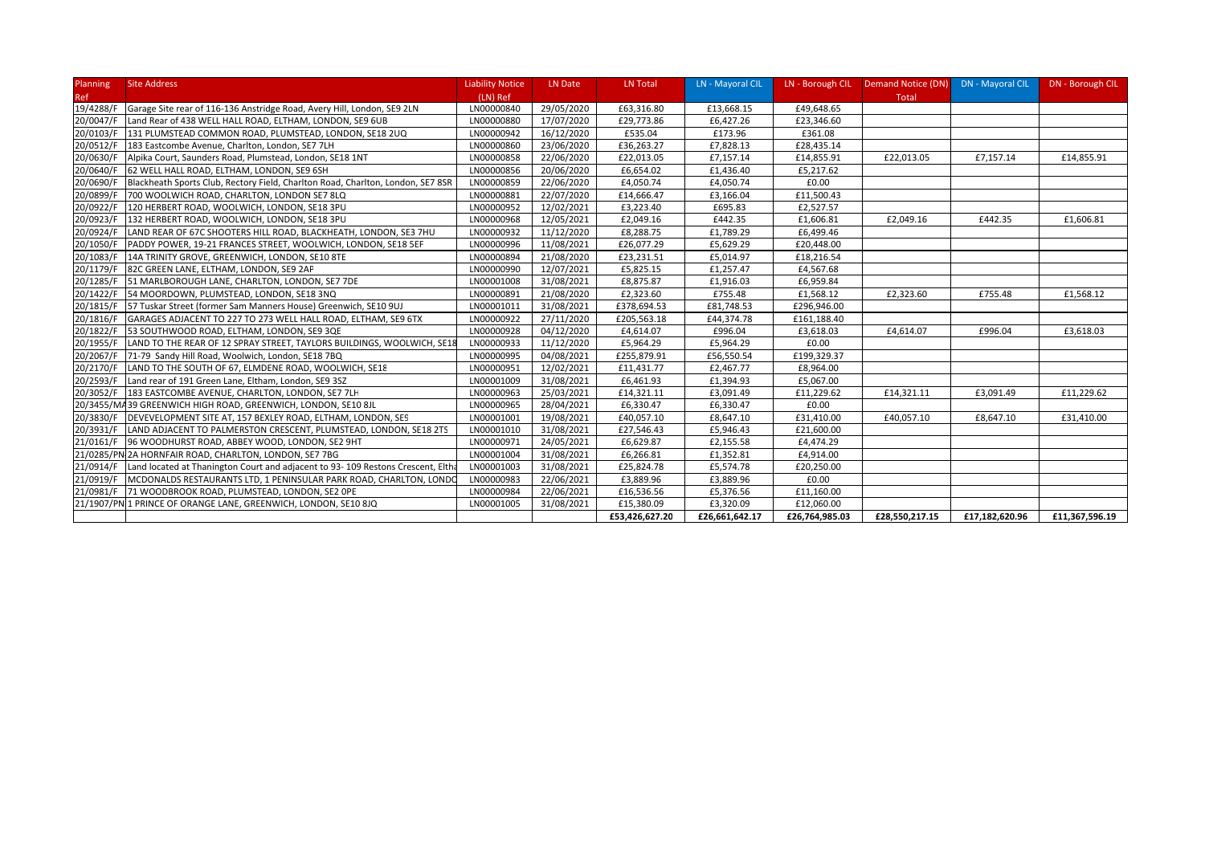| Planning Ref | Site Address | Liability Notice (LN) Ref | LN Date | LN Total | LN - Mayoral CIL | LN - Borough CIL | Demand Notice (DN) Total | DN - Mayoral CIL | DN - Borough CIL |
|---|---|---|---|---|---|---|---|---|---|
| 19/4288/F | Garage Site rear of 116-136 Anstridge Road, Avery Hill, London, SE9 2LN | LN00000840 | 29/05/2020 | £63,316.80 | £13,668.15 | £49,648.65 | | | |
| 20/0047/F | Land Rear of 438 WELL HALL ROAD, ELTHAM, LONDON, SE9 6UB | LN00000880 | 17/07/2020 | £29,773.86 | £6,427.26 | £23,346.60 | | | |
| 20/0103/F | 131 PLUMSTEAD COMMON ROAD, PLUMSTEAD, LONDON, SE18 2UQ | LN00000942 | 16/12/2020 | £535.04 | £173.96 | £361.08 | | | |
| 20/0512/F | 183 Eastcombe Avenue, Charlton, London, SE7 7LH | LN00000860 | 23/06/2020 | £36,263.27 | £7,828.13 | £28,435.14 | | | |
| 20/0630/F | Alpika Court, Saunders Road, Plumstead, London, SE18 1NT | LN00000858 | 22/06/2020 | £22,013.05 | £7,157.14 | £14,855.91 | £22,013.05 | £7,157.14 | £14,855.91 |
| 20/0640/F | 62 WELL HALL ROAD, ELTHAM, LONDON, SE9 6SH | LN00000856 | 20/06/2020 | £6,654.02 | £1,436.40 | £5,217.62 | | | |
| 20/0690/F | Blackheath Sports Club, Rectory Field, Charlton Road, Charlton, London, SE7 8SR | LN00000859 | 22/06/2020 | £4,050.74 | £4,050.74 | £0.00 | | | |
| 20/0899/F | 700 WOOLWICH ROAD, CHARLTON, LONDON SE7 8LQ | LN00000881 | 22/07/2020 | £14,666.47 | £3,166.04 | £11,500.43 | | | |
| 20/0922/F | 120 HERBERT ROAD, WOOLWICH, LONDON, SE18 3PU | LN00000952 | 12/02/2021 | £3,223.40 | £695.83 | £2,527.57 | | | |
| 20/0923/F | 132 HERBERT ROAD, WOOLWICH, LONDON, SE18 3PU | LN00000968 | 12/05/2021 | £2,049.16 | £442.35 | £1,606.81 | £2,049.16 | £442.35 | £1,606.81 |
| 20/0924/F | LAND REAR OF 67C SHOOTERS HILL ROAD, BLACKHEATH, LONDON, SE3 7HU | LN00000932 | 11/12/2020 | £8,288.75 | £1,789.29 | £6,499.46 | | | |
| 20/1050/F | PADDY POWER, 19-21 FRANCES STREET, WOOLWICH, LONDON, SE18 5EF | LN00000996 | 11/08/2021 | £26,077.29 | £5,629.29 | £20,448.00 | | | |
| 20/1083/F | 14A TRINITY GROVE, GREENWICH, LONDON, SE10 8TE | LN00000894 | 21/08/2020 | £23,231.51 | £5,014.97 | £18,216.54 | | | |
| 20/1179/F | 82C GREEN LANE, ELTHAM, LONDON, SE9 2AP | LN00000990 | 12/07/2021 | £5,825.15 | £1,257.47 | £4,567.68 | | | |
| 20/1285/F | 51 MARLBOROUGH LANE, CHARLTON, LONDON, SE7 7DE | LN00001008 | 31/08/2021 | £8,875.87 | £1,916.03 | £6,959.84 | | | |
| 20/1422/F | 54 MOORDOWN, PLUMSTEAD, LONDON, SE18 3NQ | LN00000891 | 21/08/2020 | £2,323.60 | £755.48 | £1,568.12 | £2,323.60 | £755.48 | £1,568.12 |
| 20/1815/F | 57 Tuskar Street (former Sam Manners House) Greenwich, SE10 9UJ | LN00001011 | 31/08/2021 | £378,694.53 | £81,748.53 | £296,946.00 | | | |
| 20/1816/F | GARAGES ADJACENT TO 227 TO 273 WELL HALL ROAD, ELTHAM, SE9 6TX | LN00000922 | 27/11/2020 | £205,563.18 | £44,374.78 | £161,188.40 | | | |
| 20/1822/F | 53 SOUTHWOOD ROAD, ELTHAM, LONDON, SE9 3QE | LN00000928 | 04/12/2020 | £4,614.07 | £996.04 | £3,618.03 | £4,614.07 | £996.04 | £3,618.03 |
| 20/1955/F | LAND TO THE REAR OF 12 SPRAY STREET, TAYLORS BUILDINGS, WOOLWICH, SE18 | LN00000933 | 11/12/2020 | £5,964.29 | £5,964.29 | £0.00 | | | |
| 20/2067/F | 71-79 Sandy Hill Road, Woolwich, London, SE18 7BQ | LN00000995 | 04/08/2021 | £255,879.91 | £56,550.54 | £199,329.37 | | | |
| 20/2170/F | LAND TO THE SOUTH OF 67, ELMDENE ROAD, WOOLWICH, SE18 | LN00000951 | 12/02/2021 | £11,431.77 | £2,467.77 | £8,964.00 | | | |
| 20/2593/F | Land rear of 191 Green Lane, Eltham, London, SE9 3SZ | LN00001009 | 31/08/2021 | £6,461.93 | £1,394.93 | £5,067.00 | | | |
| 20/3052/F | 183 EASTCOMBE AVENUE, CHARLTON, LONDON, SE7 7LH | LN00000963 | 25/03/2021 | £14,321.11 | £3,091.49 | £11,229.62 | £14,321.11 | £3,091.49 | £11,229.62 |
| 20/3455/MA | 39 GREENWICH HIGH ROAD, GREENWICH, LONDON, SE10 8JL | LN00000965 | 28/04/2021 | £6,330.47 | £6,330.47 | £0.00 | | | |
| 20/3830/F | DEVEVELOPMENT SITE AT, 157 BEXLEY ROAD, ELTHAM, LONDON, SE9 | LN00001001 | 19/08/2021 | £40,057.10 | £8,647.10 | £31,410.00 | £40,057.10 | £8,647.10 | £31,410.00 |
| 20/3931/F | LAND ADJACENT TO PALMERSTON CRESCENT, PLUMSTEAD, LONDON, SE18 2TS | LN00001010 | 31/08/2021 | £27,546.43 | £5,946.43 | £21,600.00 | | | |
| 21/0161/F | 96 WOODHURST ROAD, ABBEY WOOD, LONDON, SE2 9HT | LN00000971 | 24/05/2021 | £6,629.87 | £2,155.58 | £4,474.29 | | | |
| 21/0285/PN | 2A HORNFAIR ROAD, CHARLTON, LONDON, SE7 7BG | LN00001004 | 31/08/2021 | £6,266.81 | £1,352.81 | £4,914.00 | | | |
| 21/0914/F | Land located at Thanington Court and adjacent to 93- 109 Restons Crescent, Eltha | LN00001003 | 31/08/2021 | £25,824.78 | £5,574.78 | £20,250.00 | | | |
| 21/0919/F | MCDONALDS RESTAURANTS LTD, 1 PENINSULAR PARK ROAD, CHARLTON, LONDO | LN00000983 | 22/06/2021 | £3,889.96 | £3,889.96 | £0.00 | | | |
| 21/0981/F | 71 WOODBROOK ROAD, PLUMSTEAD, LONDON, SE2 0PE | LN00000984 | 22/06/2021 | £16,536.56 | £5,376.56 | £11,160.00 | | | |
| 21/1907/PN | 1 PRINCE OF ORANGE LANE, GREENWICH, LONDON, SE10 8JQ | LN00001005 | 31/08/2021 | £15,380.09 | £3,320.09 | £12,060.00 | | | |
| | | | | **£53,426,627.20** | **£26,661,642.17** | **£26,764,985.03** | **£28,550,217.15** | **£17,182,620.96** | **£11,367,596.19** |